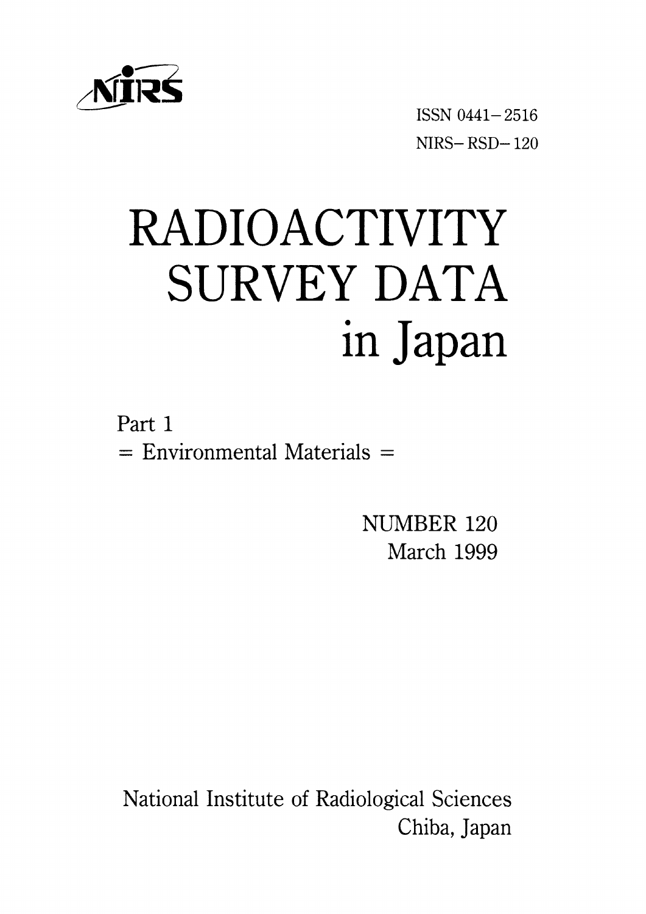NIRS

ISSN 0441-2516

NIRS-RSD-120

# RADIOACTIVITY SURVEY DATA in Japan

Part 1

= Environmental Materials =

NUMBER 120

March 1999

National Institute of Radiological Sciences

Chiba, Japan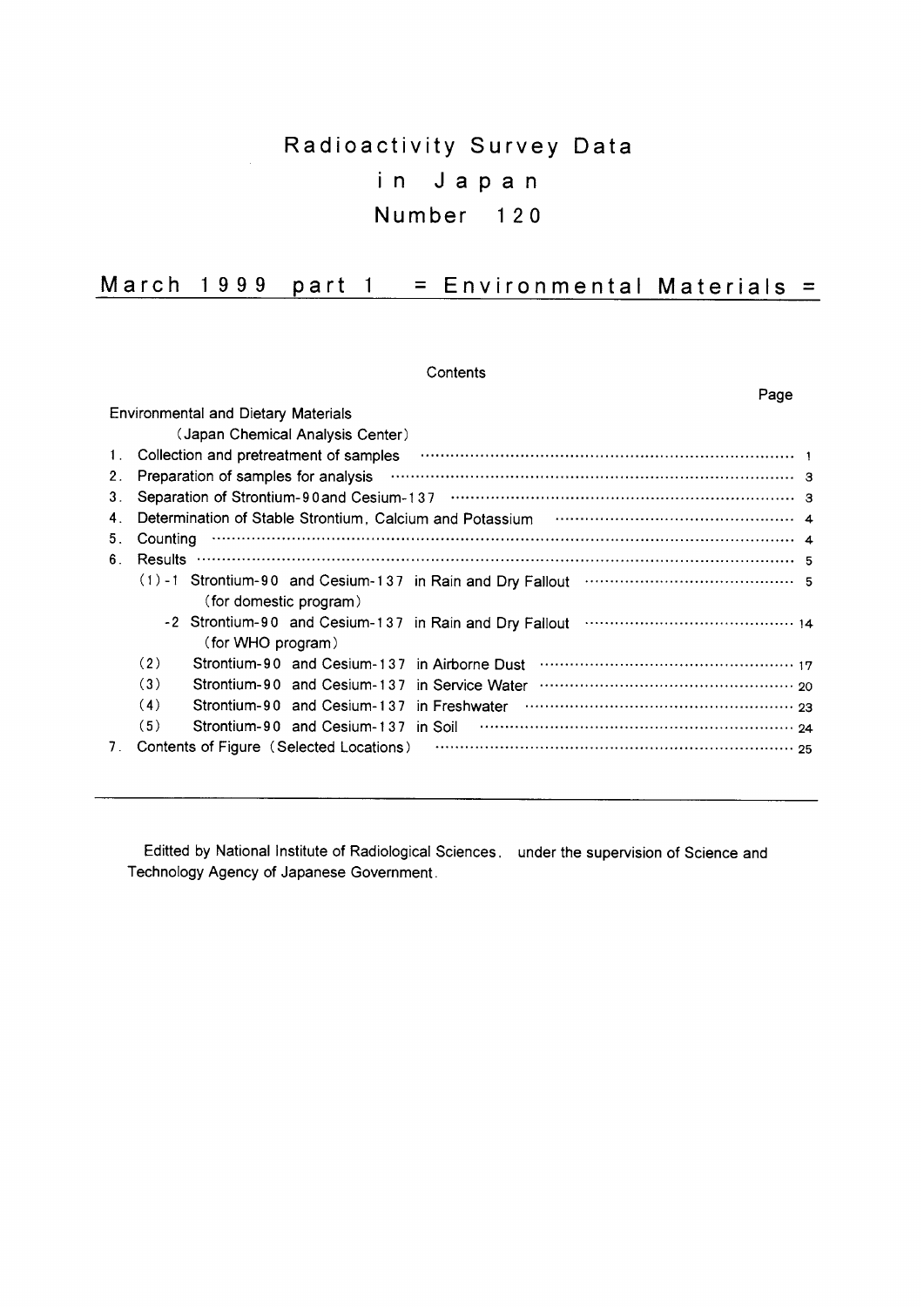# Radioactivity Survey Data in Japan

# Number 120

## March 1999 part 1 = Environmental Materials =

Contents

| | Page |
|---|---|
| Environmental and Dietary Materials | |
| (Japan Chemical Analysis Center) | |
| 1. Collection and pretreatment of samples | 1 |
| 2. Preparation of samples for analysis | 3 |
| 3. Separation of Strontium-90and Cesium-137 | 3 |
| 4. Determination of Stable Strontium, Calcium and Potassium | 4 |
| 5. Counting | 4 |
| 6. Results | 5 |
| (1)-1 Strontium-90 and Cesium-137 in Rain and Dry Fallout (for domestic program) | 5 |
| -2 Strontium-90 and Cesium-137 in Rain and Dry Fallout (for WHO program) | 14 |
| (2) Strontium-90 and Cesium-137 in Airborne Dust | 17 |
| (3) Strontium-90 and Cesium-137 in Service Water | 20 |
| (4) Strontium-90 and Cesium-137 in Freshwater | 23 |
| (5) Strontium-90 and Cesium-137 in Soil | 24 |
| 7. Contents of Figure (Selected Locations) | 25 |

---

Editted by National Institute of Radiological Sciences. under the supervision of Science and Technology Agency of Japanese Government.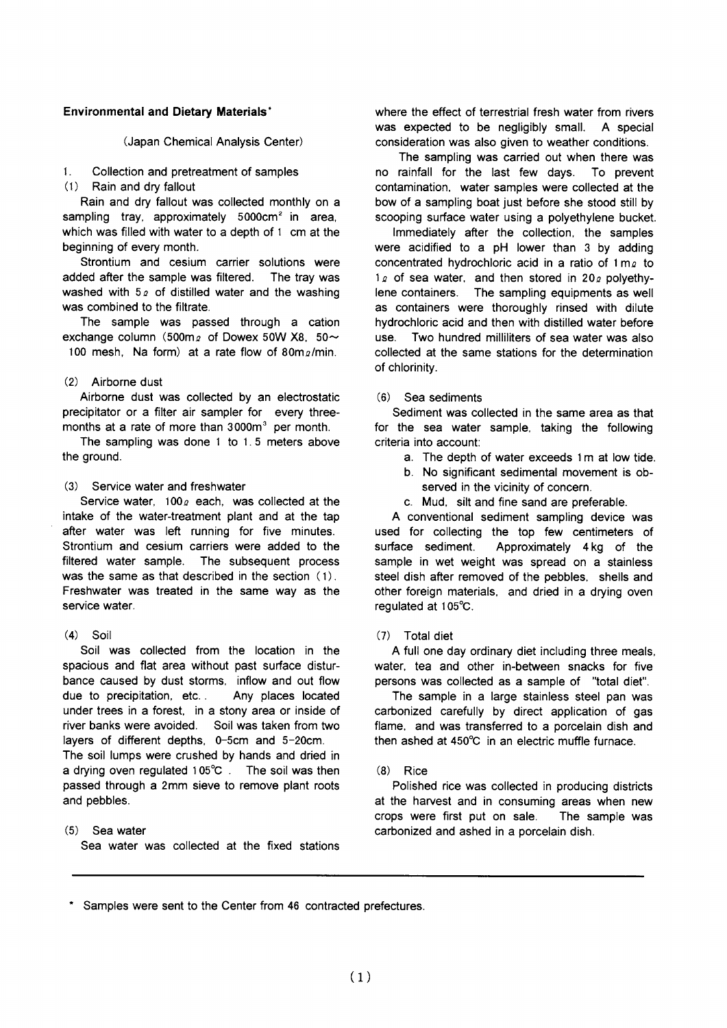## Environmental and Dietary Materials*

(Japan Chemical Analysis Center)

1. Collection and pretreatment of samples

(1) Rain and dry fallout

Rain and dry fallout was collected monthly on a sampling tray, approximately 5000cm$^2$ in area, which was filled with water to a depth of 1 cm at the beginning of every month.

Strontium and cesium carrier solutions were added after the sample was filtered. The tray was washed with 5ℓ of distilled water and the washing was combined to the filtrate.

The sample was passed through a cation exchange column (500mℓ of Dowex 50W X8, 50~100 mesh, Na form) at a rate flow of 80mℓ/min.

(2) Airborne dust

Airborne dust was collected by an electrostatic precipitator or a filter air sampler for every three-months at a rate of more than 3000m$^3$ per month.

The sampling was done 1 to 1.5 meters above the ground.

(3) Service water and freshwater

Service water, 100ℓ each, was collected at the intake of the water-treatment plant and at the tap after water was left running for five minutes. Strontium and cesium carriers were added to the filtered water sample. The subsequent process was the same as that described in the section (1). Freshwater was treated in the same way as the service water.

(4) Soil

Soil was collected from the location in the spacious and flat area without past surface disturbance caused by dust storms, inflow and out flow due to precipitation, etc.. Any places located under trees in a forest, in a stony area or inside of river banks were avoided. Soil was taken from two layers of different depths, 0-5cm and 5-20cm. The soil lumps were crushed by hands and dried in a drying oven regulated 105℃. The soil was then passed through a 2mm sieve to remove plant roots and pebbles.

(5) Sea water

Sea water was collected at the fixed stations where the effect of terrestrial fresh water from rivers was expected to be negligibly small. A special consideration was also given to weather conditions.

The sampling was carried out when there was no rainfall for the last few days. To prevent contamination, water samples were collected at the bow of a sampling boat just before she stood still by scooping surface water using a polyethylene bucket.

Immediately after the collection, the samples were acidified to a pH lower than 3 by adding concentrated hydrochloric acid in a ratio of 1mℓ to 1ℓ of sea water, and then stored in 20ℓ polyethylene containers. The sampling equipments as well as containers were thoroughly rinsed with dilute hydrochloric acid and then with distilled water before use. Two hundred milliliters of sea water was also collected at the same stations for the determination of chlorinity.

(6) Sea sediments

Sediment was collected in the same area as that for the sea water sample, taking the following criteria into account:

a. The depth of water exceeds 1m at low tide.
b. No significant sedimental movement is observed in the vicinity of concern.
c. Mud, silt and fine sand are preferable.

A conventional sediment sampling device was used for collecting the top few centimeters of surface sediment. Approximately 4kg of the sample in wet weight was spread on a stainless steel dish after removed of the pebbles, shells and other foreign materials, and dried in a drying oven regulated at 105℃.

(7) Total diet

A full one day ordinary diet including three meals, water, tea and other in-between snacks for five persons was collected as a sample of "total diet".

The sample in a large stainless steel pan was carbonized carefully by direct application of gas flame, and was transferred to a porcelain dish and then ashed at 450℃ in an electric muffle furnace.

(8) Rice

Polished rice was collected in producing districts at the harvest and in consuming areas when new crops were first put on sale. The sample was carbonized and ashed in a porcelain dish.

---

\* Samples were sent to the Center from 46 contracted prefectures.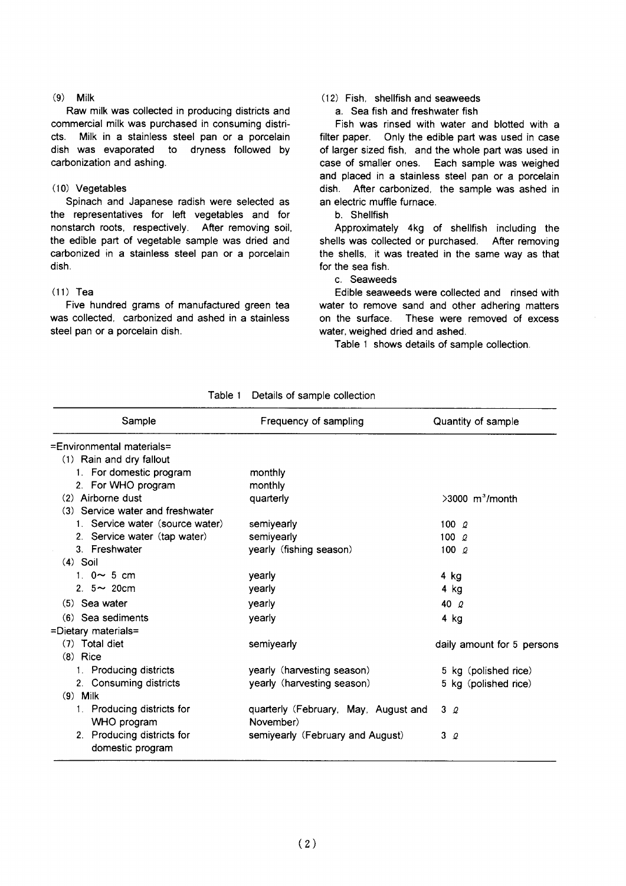(9) Milk

Raw milk was collected in producing districts and commercial milk was purchased in consuming districts. Milk in a stainless steel pan or a porcelain dish was evaporated to dryness followed by carbonization and ashing.

(10) Vegetables

Spinach and Japanese radish were selected as the representatives for left vegetables and for nonstarch roots, respectively. After removing soil, the edible part of vegetable sample was dried and carbonized in a stainless steel pan or a porcelain dish.

(11) Tea

Five hundred grams of manufactured green tea was collected, carbonized and ashed in a stainless steel pan or a porcelain dish.

(12) Fish, shellfish and seaweeds

a. Sea fish and freshwater fish

Fish was rinsed with water and blotted with a filter paper. Only the edible part was used in case of larger sized fish, and the whole part was used in case of smaller ones. Each sample was weighed and placed in a stainless steel pan or a porcelain dish. After carbonized, the sample was ashed in an electric muffle furnace.

b. Shellfish

Approximately 4kg of shellfish including the shells was collected or purchased. After removing the shells, it was treated in the same way as that for the sea fish.

c. Seaweeds

Edible seaweeds were collected and rinsed with water to remove sand and other adhering matters on the surface. These were removed of excess water, weighed dried and ashed.

Table 1 shows details of sample collection.

Table 1 Details of sample collection

| Sample | Frequency of sampling | Quantity of sample |
|---|---|---|
| =Environmental materials= | | |
| (1) Rain and dry fallout | | |
| 1. For domestic program | monthly | |
| 2. For WHO program | monthly | |
| (2) Airborne dust | quarterly | >3000 $m^3$/month |
| (3) Service water and freshwater | | |
| 1. Service water (source water) | semiyearly | 100 ℓ |
| 2. Service water (tap water) | semiyearly | 100 ℓ |
| 3. Freshwater | yearly (fishing season) | 100 ℓ |
| (4) Soil | | |
| 1. 0~ 5 cm | yearly | 4 kg |
| 2. 5~ 20cm | yearly | 4 kg |
| (5) Sea water | yearly | 40 ℓ |
| (6) Sea sediments | yearly | 4 kg |
| =Dietary materials= | | |
| (7) Total diet | semiyearly | daily amount for 5 persons |
| (8) Rice | | |
| 1. Producing districts | yearly (harvesting season) | 5 kg (polished rice) |
| 2. Consuming districts | yearly (harvesting season) | 5 kg (polished rice) |
| (9) Milk | | |
| 1. Producing districts for WHO program | quarterly (February, May, August and November) | 3 ℓ |
| 2. Producing districts for domestic program | semiyearly (February and August) | 3 ℓ |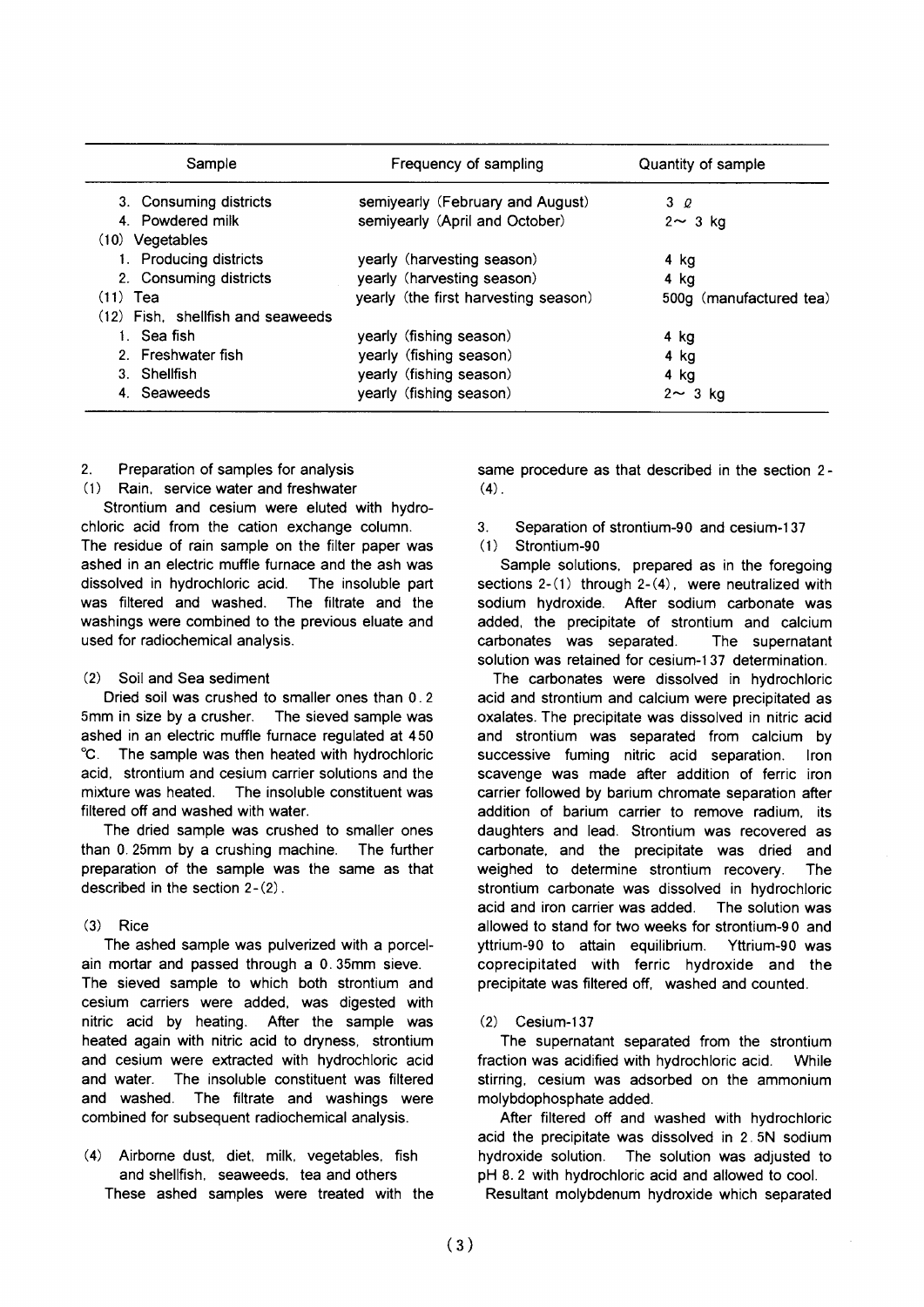| Sample | Frequency of sampling | Quantity of sample |
|---|---|---|
| 3. Consuming districts | semiyearly (February and August) | 3 ℓ |
| 4. Powdered milk | semiyearly (April and October) | 2～ 3 kg |
| (10) Vegetables | | |
| 1. Producing districts | yearly (harvesting season) | 4 kg |
| 2. Consuming districts | yearly (harvesting season) | 4 kg |
| (11) Tea | yearly (the first harvesting season) | 500g (manufactured tea) |
| (12) Fish, shellfish and seaweeds | | |
| 1. Sea fish | yearly (fishing season) | 4 kg |
| 2. Freshwater fish | yearly (fishing season) | 4 kg |
| 3. Shellfish | yearly (fishing season) | 4 kg |
| 4. Seaweeds | yearly (fishing season) | 2～ 3 kg |

## 2. Preparation of samples for analysis

### (1) Rain, service water and freshwater

Strontium and cesium were eluted with hydrochloric acid from the cation exchange column. The residue of rain sample on the filter paper was ashed in an electric muffle furnace and the ash was dissolved in hydrochloric acid. The insoluble part was filtered and washed. The filtrate and the washings were combined to the previous eluate and used for radiochemical analysis.

### (2) Soil and Sea sediment

Dried soil was crushed to smaller ones than 0.25mm in size by a crusher. The sieved sample was ashed in an electric muffle furnace regulated at 450 ℃. The sample was then heated with hydrochloric acid, strontium and cesium carrier solutions and the mixture was heated. The insoluble constituent was filtered off and washed with water.

The dried sample was crushed to smaller ones than 0.25mm by a crushing machine. The further preparation of the sample was the same as that described in the section 2-(2).

### (3) Rice

The ashed sample was pulverized with a porcelain mortar and passed through a 0.35mm sieve. The sieved sample to which both strontium and cesium carriers were added, was digested with nitric acid by heating. After the sample was heated again with nitric acid to dryness, strontium and cesium were extracted with hydrochloric acid and water. The insoluble constituent was filtered and washed. The filtrate and washings were combined for subsequent radiochemical analysis.

### (4) Airborne dust, diet, milk, vegetables, fish and shellfish, seaweeds, tea and others

These ashed samples were treated with the same procedure as that described in the section 2-(4).

## 3. Separation of strontium-90 and cesium-137

### (1) Strontium-90

Sample solutions, prepared as in the foregoing sections 2-(1) through 2-(4), were neutralized with sodium hydroxide. After sodium carbonate was added, the precipitate of strontium and calcium carbonates was separated. The supernatant solution was retained for cesium-137 determination.

The carbonates were dissolved in hydrochloric acid and strontium and calcium were precipitated as oxalates. The precipitate was dissolved in nitric acid and strontium was separated from calcium by successive fuming nitric acid separation. Iron scavenge was made after addition of ferric iron carrier followed by barium chromate separation after addition of barium carrier to remove radium, its daughters and lead. Strontium was recovered as carbonate, and the precipitate was dried and weighed to determine strontium recovery. The strontium carbonate was dissolved in hydrochloric acid and iron carrier was added. The solution was allowed to stand for two weeks for strontium-90 and yttrium-90 to attain equilibrium. Yttrium-90 was coprecipitated with ferric hydroxide and the precipitate was filtered off, washed and counted.

### (2) Cesium-137

The supernatant separated from the strontium fraction was acidified with hydrochloric acid. While stirring, cesium was adsorbed on the ammonium molybdophosphate added.

After filtered off and washed with hydrochloric acid the precipitate was dissolved in 2.5N sodium hydroxide solution. The solution was adjusted to pH 8.2 with hydrochloric acid and allowed to cool. Resultant molybdenum hydroxide which separated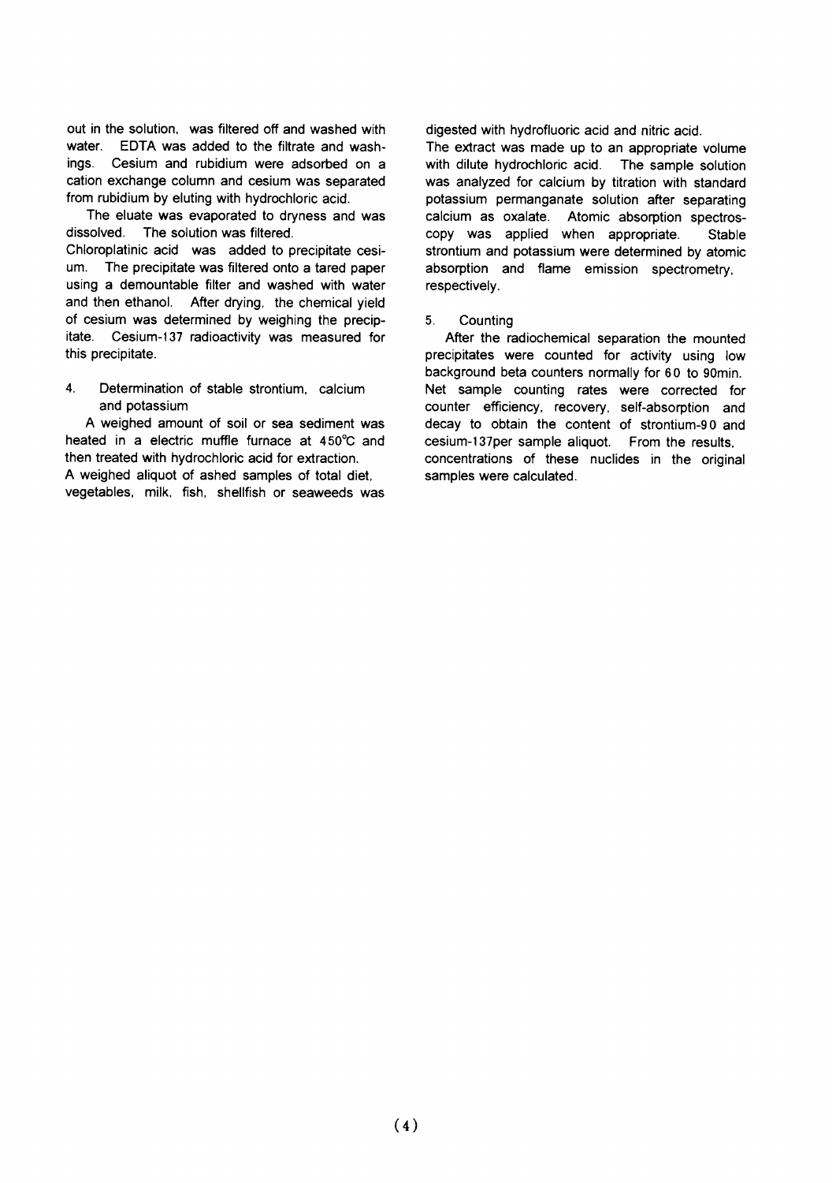out in the solution, was filtered off and washed with water. EDTA was added to the filtrate and washings. Cesium and rubidium were adsorbed on a cation exchange column and cesium was separated from rubidium by eluting with hydrochloric acid.

The eluate was evaporated to dryness and was dissolved. The solution was filtered. Chloroplatinic acid was added to precipitate cesium. The precipitate was filtered onto a tared paper using a demountable filter and washed with water and then ethanol. After drying, the chemical yield of cesium was determined by weighing the precipitate. Cesium-137 radioactivity was measured for this precipitate.

### 4. Determination of stable strontium, calcium and potassium

A weighed amount of soil or sea sediment was heated in a electric muffle furnace at 450℃ and then treated with hydrochloric acid for extraction. A weighed aliquot of ashed samples of total diet, vegetables, milk, fish, shellfish or seaweeds was digested with hydrofluoric acid and nitric acid. The extract was made up to an appropriate volume with dilute hydrochloric acid. The sample solution was analyzed for calcium by titration with standard potassium permanganate solution after separating calcium as oxalate. Atomic absorption spectroscopy was applied when appropriate. Stable strontium and potassium were determined by atomic absorption and flame emission spectrometry, respectively.

### 5. Counting

After the radiochemical separation the mounted precipitates were counted for activity using low background beta counters normally for 60 to 90min. Net sample counting rates were corrected for counter efficiency, recovery, self-absorption and decay to obtain the content of strontium-90 and cesium-137per sample aliquot. From the results, concentrations of these nuclides in the original samples were calculated.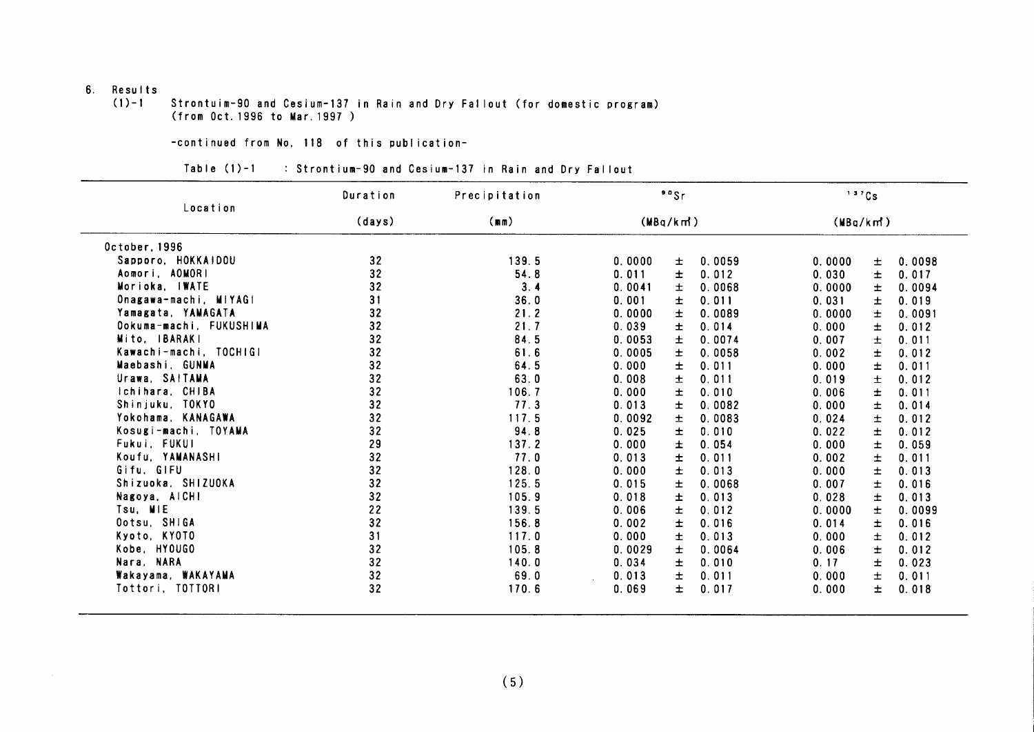6. Results

(1)-1 Strontuim-90 and Cesium-137 in Rain and Dry Fallout (for domestic program) (from Oct. 1996 to Mar. 1997 )

-continued from No. 118 of this publication-

Table (1)-1 : Strontium-90 and Cesium-137 in Rain and Dry Fallout

| Location | Duration (days) | Precipitation (mm) | $^{90}Sr$ (MBq/km²) | $^{137}Cs$ (MBq/km²) |
|---|---|---|---|---|
| October, 1996 | | | | |
| Sapporo, HOKKAIDOU | 32 | 139.5 | 0.0000 ± 0.0059 | 0.0000 ± 0.0098 |
| Aomori, AOMORI | 32 | 54.8 | 0.011 ± 0.012 | 0.030 ± 0.017 |
| Morioka, IWATE | 32 | 3.4 | 0.0041 ± 0.0068 | 0.0000 ± 0.0094 |
| Onagawa-machi, MIYAGI | 31 | 36.0 | 0.001 ± 0.011 | 0.031 ± 0.019 |
| Yamagata, YAMAGATA | 32 | 21.2 | 0.0000 ± 0.0089 | 0.0000 ± 0.0091 |
| Ookuma-machi, FUKUSHIMA | 32 | 21.7 | 0.039 ± 0.014 | 0.000 ± 0.012 |
| Mito, IBARAKI | 32 | 84.5 | 0.0053 ± 0.0074 | 0.007 ± 0.011 |
| Kawachi-machi, TOCHIGI | 32 | 61.6 | 0.0005 ± 0.0058 | 0.002 ± 0.012 |
| Maebashi, GUNMA | 32 | 64.5 | 0.000 ± 0.011 | 0.000 ± 0.011 |
| Urawa, SAITAMA | 32 | 63.0 | 0.008 ± 0.011 | 0.019 ± 0.012 |
| Ichihara, CHIBA | 32 | 106.7 | 0.000 ± 0.010 | 0.006 ± 0.011 |
| Shinjuku, TOKYO | 32 | 77.3 | 0.013 ± 0.0082 | 0.000 ± 0.014 |
| Yokohama, KANAGAWA | 32 | 117.5 | 0.0092 ± 0.0083 | 0.024 ± 0.012 |
| Kosugi-machi, TOYAMA | 32 | 94.8 | 0.025 ± 0.010 | 0.022 ± 0.012 |
| Fukui, FUKUI | 29 | 137.2 | 0.000 ± 0.054 | 0.000 ± 0.059 |
| Koufu, YAMANASHI | 32 | 77.0 | 0.013 ± 0.011 | 0.002 ± 0.011 |
| Gifu, GIFU | 32 | 128.0 | 0.000 ± 0.013 | 0.000 ± 0.013 |
| Shizuoka, SHIZUOKA | 32 | 125.5 | 0.015 ± 0.0068 | 0.007 ± 0.016 |
| Nagoya, AICHI | 32 | 105.9 | 0.018 ± 0.013 | 0.028 ± 0.013 |
| Tsu, MIE | 22 | 139.5 | 0.006 ± 0.012 | 0.0000 ± 0.0099 |
| Ootsu, SHIGA | 32 | 156.8 | 0.002 ± 0.016 | 0.014 ± 0.016 |
| Kyoto, KYOTO | 31 | 117.0 | 0.000 ± 0.013 | 0.000 ± 0.012 |
| Kobe, HYOUGO | 32 | 105.8 | 0.0029 ± 0.0064 | 0.006 ± 0.012 |
| Nara, NARA | 32 | 140.0 | 0.034 ± 0.010 | 0.17 ± 0.023 |
| Wakayama, WAKAYAMA | 32 | 69.0 | 0.013 ± 0.011 | 0.000 ± 0.011 |
| Tottori, TOTTORI | 32 | 170.6 | 0.069 ± 0.017 | 0.000 ± 0.018 |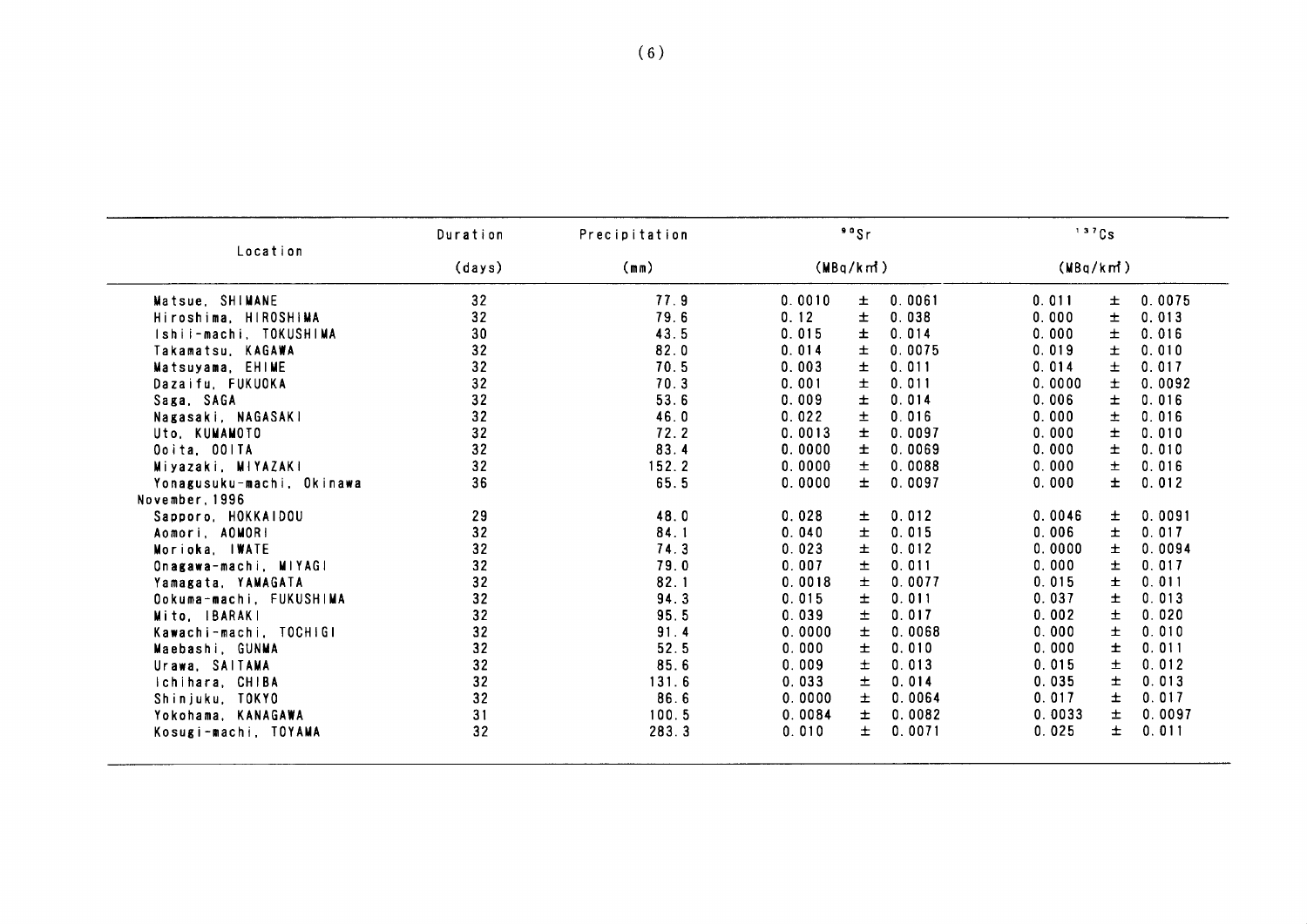| Location | Duration (days) | Precipitation (mm) | $^{90}Sr$ (MBq/km²) | $^{137}Cs$ (MBq/km²) |
|---|---|---|---|---|
| Matsue, SHIMANE | 32 | 77.9 | 0.0010 ± 0.0061 | 0.011 ± 0.0075 |
| Hiroshima, HIROSHIMA | 32 | 79.6 | 0.12 ± 0.038 | 0.000 ± 0.013 |
| Ishii-machi, TOKUSHIMA | 30 | 43.5 | 0.015 ± 0.014 | 0.000 ± 0.016 |
| Takamatsu, KAGAWA | 32 | 82.0 | 0.014 ± 0.0075 | 0.019 ± 0.010 |
| Matsuyama, EHIME | 32 | 70.5 | 0.003 ± 0.011 | 0.014 ± 0.017 |
| Dazaifu, FUKUOKA | 32 | 70.3 | 0.001 ± 0.011 | 0.0000 ± 0.0092 |
| Saga, SAGA | 32 | 53.6 | 0.009 ± 0.014 | 0.006 ± 0.016 |
| Nagasaki, NAGASAKI | 32 | 46.0 | 0.022 ± 0.016 | 0.000 ± 0.016 |
| Uto, KUMAMOTO | 32 | 72.2 | 0.0013 ± 0.0097 | 0.000 ± 0.010 |
| Ooita, OOITA | 32 | 83.4 | 0.0000 ± 0.0069 | 0.000 ± 0.010 |
| Miyazaki, MIYAZAKI | 32 | 152.2 | 0.0000 ± 0.0088 | 0.000 ± 0.016 |
| Yonagusuku-machi, Okinawa | 36 | 65.5 | 0.0000 ± 0.0097 | 0.000 ± 0.012 |
| November, 1996 | | | | |
| Sapporo, HOKKAIDOU | 29 | 48.0 | 0.028 ± 0.012 | 0.0046 ± 0.0091 |
| Aomori, AOMORI | 32 | 84.1 | 0.040 ± 0.015 | 0.006 ± 0.017 |
| Morioka, IWATE | 32 | 74.3 | 0.023 ± 0.012 | 0.0000 ± 0.0094 |
| Onagawa-machi, MIYAGI | 32 | 79.0 | 0.007 ± 0.011 | 0.000 ± 0.017 |
| Yamagata, YAMAGATA | 32 | 82.1 | 0.0018 ± 0.0077 | 0.015 ± 0.011 |
| Ookuma-machi, FUKUSHIMA | 32 | 94.3 | 0.015 ± 0.011 | 0.037 ± 0.013 |
| Mito, IBARAKI | 32 | 95.5 | 0.039 ± 0.017 | 0.002 ± 0.020 |
| Kawachi-machi, TOCHIGI | 32 | 91.4 | 0.0000 ± 0.0068 | 0.000 ± 0.010 |
| Maebashi, GUNMA | 32 | 52.5 | 0.000 ± 0.010 | 0.000 ± 0.011 |
| Urawa, SAITAMA | 32 | 85.6 | 0.009 ± 0.013 | 0.015 ± 0.012 |
| Ichihara, CHIBA | 32 | 131.6 | 0.033 ± 0.014 | 0.035 ± 0.013 |
| Shinjuku, TOKYO | 32 | 86.6 | 0.0000 ± 0.0064 | 0.017 ± 0.017 |
| Yokohama, KANAGAWA | 31 | 100.5 | 0.0084 ± 0.0082 | 0.0033 ± 0.0097 |
| Kosugi-machi, TOYAMA | 32 | 283.3 | 0.010 ± 0.0071 | 0.025 ± 0.011 |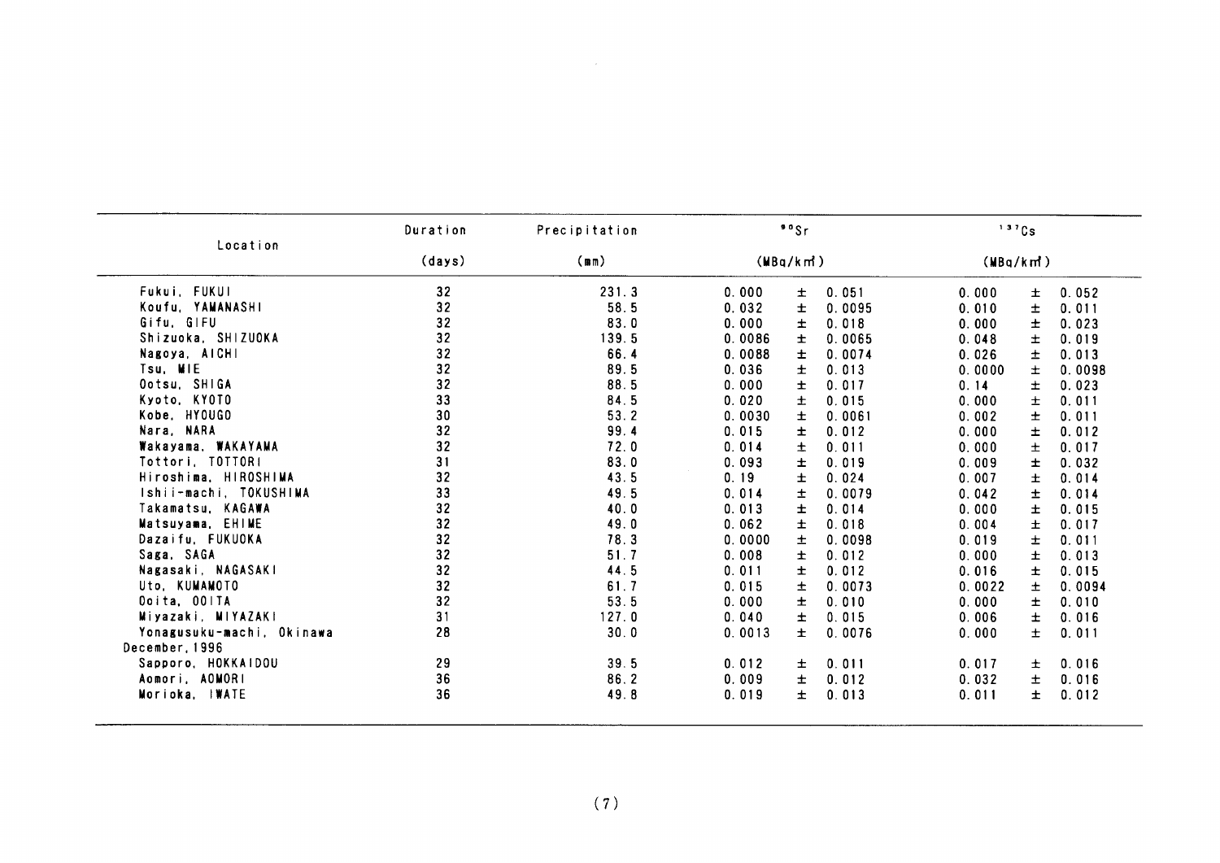| Location | Duration (days) | Precipitation (mm) | $^{90}Sr$ (MBq/km²) | $^{137}Cs$ (MBq/km²) |
|---|---|---|---|---|
| Fukui, FUKUI | 32 | 231.3 | 0.000 ± 0.051 | 0.000 ± 0.052 |
| Koufu, YAMANASHI | 32 | 58.5 | 0.032 ± 0.0095 | 0.010 ± 0.011 |
| Gifu, GIFU | 32 | 83.0 | 0.000 ± 0.018 | 0.000 ± 0.023 |
| Shizuoka, SHIZUOKA | 32 | 139.5 | 0.0086 ± 0.0065 | 0.048 ± 0.019 |
| Nagoya, AICHI | 32 | 66.4 | 0.0088 ± 0.0074 | 0.026 ± 0.013 |
| Tsu, MIE | 32 | 89.5 | 0.036 ± 0.013 | 0.0000 ± 0.0098 |
| Ootsu, SHIGA | 32 | 88.5 | 0.000 ± 0.017 | 0.14 ± 0.023 |
| Kyoto, KYOTO | 33 | 84.5 | 0.020 ± 0.015 | 0.000 ± 0.011 |
| Kobe, HYOUGO | 30 | 53.2 | 0.0030 ± 0.0061 | 0.002 ± 0.011 |
| Nara, NARA | 32 | 99.4 | 0.015 ± 0.012 | 0.000 ± 0.012 |
| Wakayama, WAKAYAMA | 32 | 72.0 | 0.014 ± 0.011 | 0.000 ± 0.017 |
| Tottori, TOTTORI | 31 | 83.0 | 0.093 ± 0.019 | 0.009 ± 0.032 |
| Hiroshima, HIROSHIMA | 32 | 43.5 | 0.19 ± 0.024 | 0.007 ± 0.014 |
| Ishii-machi, TOKUSHIMA | 33 | 49.5 | 0.014 ± 0.0079 | 0.042 ± 0.014 |
| Takamatsu, KAGAWA | 32 | 40.0 | 0.013 ± 0.014 | 0.000 ± 0.015 |
| Matsuyama, EHIME | 32 | 49.0 | 0.062 ± 0.018 | 0.004 ± 0.017 |
| Dazaifu, FUKUOKA | 32 | 78.3 | 0.0000 ± 0.0098 | 0.019 ± 0.011 |
| Saga, SAGA | 32 | 51.7 | 0.008 ± 0.012 | 0.000 ± 0.013 |
| Nagasaki, NAGASAKI | 32 | 44.5 | 0.011 ± 0.012 | 0.016 ± 0.015 |
| Uto, KUMAMOTO | 32 | 61.7 | 0.015 ± 0.0073 | 0.0022 ± 0.0094 |
| Ooita, OOITA | 32 | 53.5 | 0.000 ± 0.010 | 0.000 ± 0.010 |
| Miyazaki, MIYAZAKI | 31 | 127.0 | 0.040 ± 0.015 | 0.006 ± 0.016 |
| Yonagusuku-machi, Okinawa | 28 | 30.0 | 0.0013 ± 0.0076 | 0.000 ± 0.011 |
| December, 1996 | | | | |
| Sapporo, HOKKAIDOU | 29 | 39.5 | 0.012 ± 0.011 | 0.017 ± 0.016 |
| Aomori, AOMORI | 36 | 86.2 | 0.009 ± 0.012 | 0.032 ± 0.016 |
| Morioka, IWATE | 36 | 49.8 | 0.019 ± 0.013 | 0.011 ± 0.012 |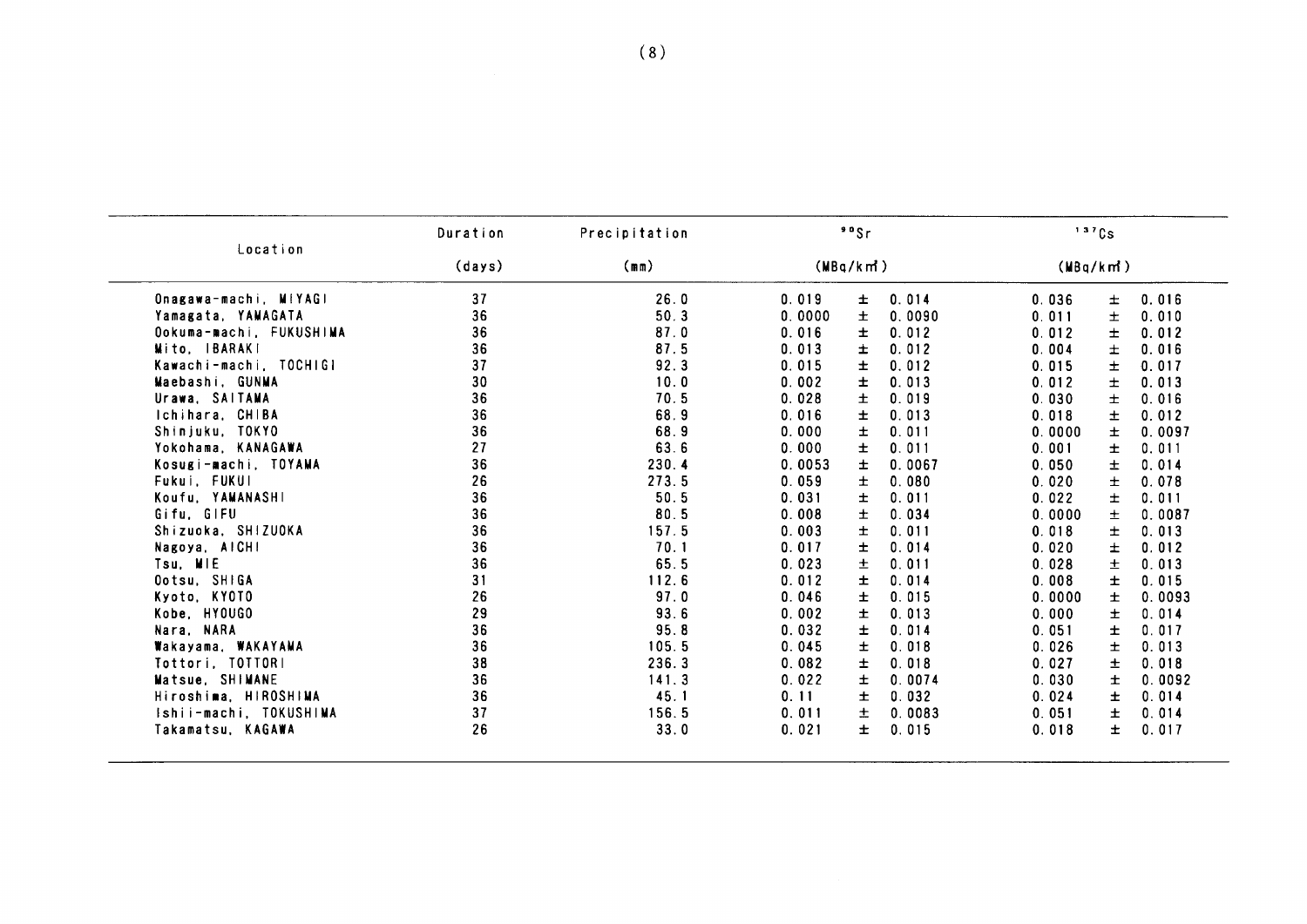| Location | Duration | Precipitation | $^{90}Sr$ | $^{137}Cs$ |
|---|---|---|---|---|
| | (days) | (mm) | (MBq/km²) | (MBq/km²) |
| Onagawa-machi, MIYAGI | 37 | 26.0 | 0.019 ± 0.014 | 0.036 ± 0.016 |
| Yamagata, YAMAGATA | 36 | 50.3 | 0.0000 ± 0.0090 | 0.011 ± 0.010 |
| Ookuma-machi, FUKUSHIMA | 36 | 87.0 | 0.016 ± 0.012 | 0.012 ± 0.012 |
| Mito, IBARAKI | 36 | 87.5 | 0.013 ± 0.012 | 0.004 ± 0.016 |
| Kawachi-machi, TOCHIGI | 37 | 92.3 | 0.015 ± 0.012 | 0.015 ± 0.017 |
| Maebashi, GUNMA | 30 | 10.0 | 0.002 ± 0.013 | 0.012 ± 0.013 |
| Urawa, SAITAMA | 36 | 70.5 | 0.028 ± 0.019 | 0.030 ± 0.016 |
| Ichihara, CHIBA | 36 | 68.9 | 0.016 ± 0.013 | 0.018 ± 0.012 |
| Shinjuku, TOKYO | 36 | 68.9 | 0.000 ± 0.011 | 0.0000 ± 0.0097 |
| Yokohama, KANAGAWA | 27 | 63.6 | 0.000 ± 0.011 | 0.001 ± 0.011 |
| Kosugi-machi, TOYAMA | 36 | 230.4 | 0.0053 ± 0.0067 | 0.050 ± 0.014 |
| Fukui, FUKUI | 26 | 273.5 | 0.059 ± 0.080 | 0.020 ± 0.078 |
| Koufu, YAMANASHI | 36 | 50.5 | 0.031 ± 0.011 | 0.022 ± 0.011 |
| Gifu, GIFU | 36 | 80.5 | 0.008 ± 0.034 | 0.0000 ± 0.0087 |
| Shizuoka, SHIZUOKA | 36 | 157.5 | 0.003 ± 0.011 | 0.018 ± 0.013 |
| Nagoya, AICHI | 36 | 70.1 | 0.017 ± 0.014 | 0.020 ± 0.012 |
| Tsu, MIE | 36 | 65.5 | 0.023 ± 0.011 | 0.028 ± 0.013 |
| Ootsu, SHIGA | 31 | 112.6 | 0.012 ± 0.014 | 0.008 ± 0.015 |
| Kyoto, KYOTO | 26 | 97.0 | 0.046 ± 0.015 | 0.0000 ± 0.0093 |
| Kobe, HYOUGO | 29 | 93.6 | 0.002 ± 0.013 | 0.000 ± 0.014 |
| Nara, NARA | 36 | 95.8 | 0.032 ± 0.014 | 0.051 ± 0.017 |
| Wakayama, WAKAYAMA | 36 | 105.5 | 0.045 ± 0.018 | 0.026 ± 0.013 |
| Tottori, TOTTORI | 38 | 236.3 | 0.082 ± 0.018 | 0.027 ± 0.018 |
| Matsue, SHIMANE | 36 | 141.3 | 0.022 ± 0.0074 | 0.030 ± 0.0092 |
| Hiroshima, HIROSHIMA | 36 | 45.1 | 0.11 ± 0.032 | 0.024 ± 0.014 |
| Ishii-machi, TOKUSHIMA | 37 | 156.5 | 0.011 ± 0.0083 | 0.051 ± 0.014 |
| Takamatsu, KAGAWA | 26 | 33.0 | 0.021 ± 0.015 | 0.018 ± 0.017 |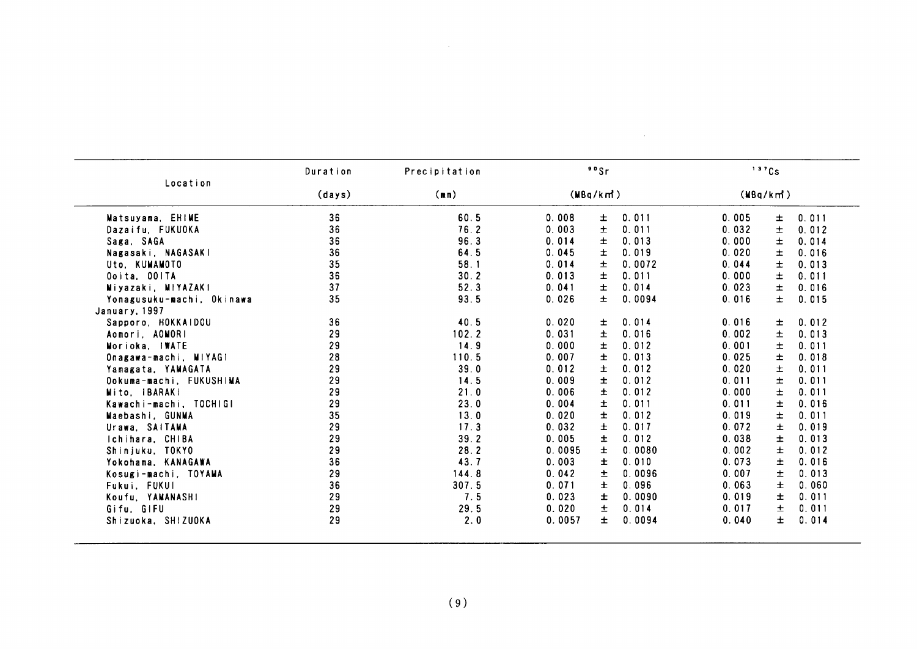| Location | Duration (days) | Precipitation (mm) | $^{90}Sr$ (MBq/km²) | $^{137}Cs$ (MBq/km²) |
|---|---|---|---|---|
| Matsuyama, EHIME | 36 | 60.5 | 0.008 ± 0.011 | 0.005 ± 0.011 |
| Dazaifu, FUKUOKA | 36 | 76.2 | 0.003 ± 0.011 | 0.032 ± 0.012 |
| Saga, SAGA | 36 | 96.3 | 0.014 ± 0.013 | 0.000 ± 0.014 |
| Nagasaki, NAGASAKI | 36 | 64.5 | 0.045 ± 0.019 | 0.020 ± 0.016 |
| Uto, KUMAMOTO | 35 | 58.1 | 0.014 ± 0.0072 | 0.044 ± 0.013 |
| Ooita, OOITA | 36 | 30.2 | 0.013 ± 0.011 | 0.000 ± 0.011 |
| Miyazaki, MIYAZAKI | 37 | 52.3 | 0.041 ± 0.014 | 0.023 ± 0.016 |
| Yonagusuku-machi, Okinawa | 35 | 93.5 | 0.026 ± 0.0094 | 0.016 ± 0.015 |
| January, 1997 | | | | |
| Sapporo, HOKKAIDOU | 36 | 40.5 | 0.020 ± 0.014 | 0.016 ± 0.012 |
| Aomori, AOMORI | 29 | 102.2 | 0.031 ± 0.016 | 0.002 ± 0.013 |
| Morioka, IWATE | 29 | 14.9 | 0.000 ± 0.012 | 0.001 ± 0.011 |
| Onagawa-machi, MIYAGI | 28 | 110.5 | 0.007 ± 0.013 | 0.025 ± 0.018 |
| Yamagata, YAMAGATA | 29 | 39.0 | 0.012 ± 0.012 | 0.020 ± 0.011 |
| Ookuma-machi, FUKUSHIMA | 29 | 14.5 | 0.009 ± 0.012 | 0.011 ± 0.011 |
| Mito, IBARAKI | 29 | 21.0 | 0.006 ± 0.012 | 0.000 ± 0.011 |
| Kawachi-machi, TOCHIGI | 29 | 23.0 | 0.004 ± 0.011 | 0.011 ± 0.016 |
| Maebashi, GUNMA | 35 | 13.0 | 0.020 ± 0.012 | 0.019 ± 0.011 |
| Urawa, SAITAMA | 29 | 17.3 | 0.032 ± 0.017 | 0.072 ± 0.019 |
| Ichihara, CHIBA | 29 | 39.2 | 0.005 ± 0.012 | 0.038 ± 0.013 |
| Shinjuku, TOKYO | 29 | 28.2 | 0.0095 ± 0.0080 | 0.002 ± 0.012 |
| Yokohama, KANAGAWA | 36 | 43.7 | 0.003 ± 0.010 | 0.073 ± 0.016 |
| Kosugi-machi, TOYAMA | 29 | 144.8 | 0.042 ± 0.0096 | 0.007 ± 0.013 |
| Fukui, FUKUI | 36 | 307.5 | 0.071 ± 0.096 | 0.063 ± 0.060 |
| Koufu, YAMANASHI | 29 | 7.5 | 0.023 ± 0.0090 | 0.019 ± 0.011 |
| Gifu, GIFU | 29 | 29.5 | 0.020 ± 0.014 | 0.017 ± 0.011 |
| Shizuoka, SHIZUOKA | 29 | 2.0 | 0.0057 ± 0.0094 | 0.040 ± 0.014 |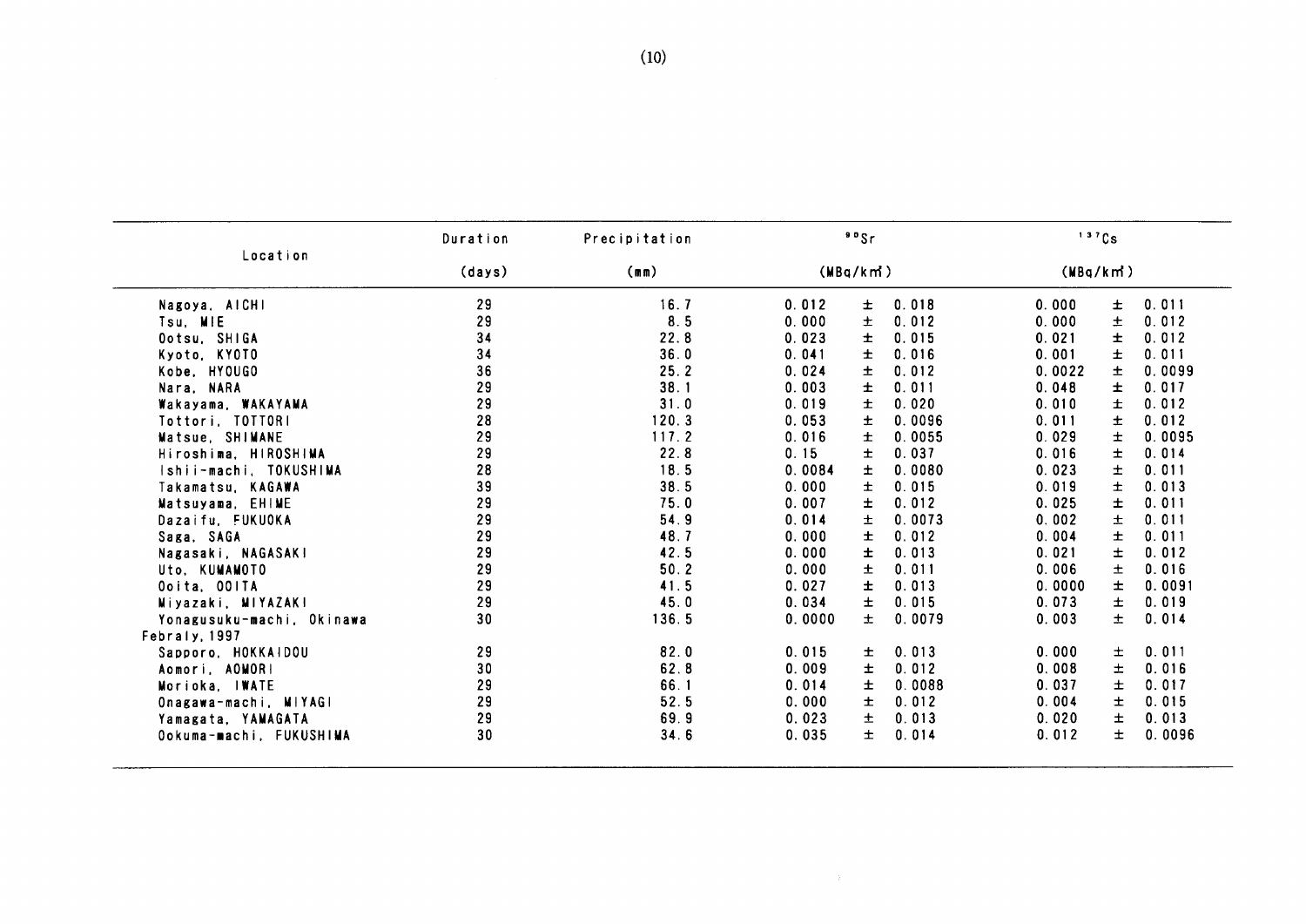| Location | Duration (days) | Precipitation (mm) | $^{90}Sr$ (MBq/km²) | $^{137}Cs$ (MBq/km²) |
|---|---|---|---|---|
| Nagoya, AICHI | 29 | 16.7 | 0.012 ± 0.018 | 0.000 ± 0.011 |
| Tsu, MIE | 29 | 8.5 | 0.000 ± 0.012 | 0.000 ± 0.012 |
| Ootsu, SHIGA | 34 | 22.8 | 0.023 ± 0.015 | 0.021 ± 0.012 |
| Kyoto, KYOTO | 34 | 36.0 | 0.041 ± 0.016 | 0.001 ± 0.011 |
| Kobe, HYOUGO | 36 | 25.2 | 0.024 ± 0.012 | 0.0022 ± 0.0099 |
| Nara, NARA | 29 | 38.1 | 0.003 ± 0.011 | 0.048 ± 0.017 |
| Wakayama, WAKAYAMA | 29 | 31.0 | 0.019 ± 0.020 | 0.010 ± 0.012 |
| Tottori, TOTTORI | 28 | 120.3 | 0.053 ± 0.0096 | 0.011 ± 0.012 |
| Matsue, SHIMANE | 29 | 117.2 | 0.016 ± 0.0055 | 0.029 ± 0.0095 |
| Hiroshima, HIROSHIMA | 29 | 22.8 | 0.15 ± 0.037 | 0.016 ± 0.014 |
| Ishii-machi, TOKUSHIMA | 28 | 18.5 | 0.0084 ± 0.0080 | 0.023 ± 0.011 |
| Takamatsu, KAGAWA | 39 | 38.5 | 0.000 ± 0.015 | 0.019 ± 0.013 |
| Matsuyama, EHIME | 29 | 75.0 | 0.007 ± 0.012 | 0.025 ± 0.011 |
| Dazaifu, FUKUOKA | 29 | 54.9 | 0.014 ± 0.0073 | 0.002 ± 0.011 |
| Saga, SAGA | 29 | 48.7 | 0.000 ± 0.012 | 0.004 ± 0.011 |
| Nagasaki, NAGASAKI | 29 | 42.5 | 0.000 ± 0.013 | 0.021 ± 0.012 |
| Uto, KUMAMOTO | 29 | 50.2 | 0.000 ± 0.011 | 0.006 ± 0.016 |
| Ooita, OOITA | 29 | 41.5 | 0.027 ± 0.013 | 0.0000 ± 0.0091 |
| Miyazaki, MIYAZAKI | 29 | 45.0 | 0.034 ± 0.015 | 0.073 ± 0.019 |
| Yonagusuku-machi, Okinawa | 30 | 136.5 | 0.0000 ± 0.0079 | 0.003 ± 0.014 |
| Febraly, 1997 | | | | |
| Sapporo, HOKKAIDOU | 29 | 82.0 | 0.015 ± 0.013 | 0.000 ± 0.011 |
| Aomori, AOMORI | 30 | 62.8 | 0.009 ± 0.012 | 0.008 ± 0.016 |
| Morioka, IWATE | 29 | 66.1 | 0.014 ± 0.0088 | 0.037 ± 0.017 |
| Onagawa-machi, MIYAGI | 29 | 52.5 | 0.000 ± 0.012 | 0.004 ± 0.015 |
| Yamagata, YAMAGATA | 29 | 69.9 | 0.023 ± 0.013 | 0.020 ± 0.013 |
| Ookuma-machi, FUKUSHIMA | 30 | 34.6 | 0.035 ± 0.014 | 0.012 ± 0.0096 |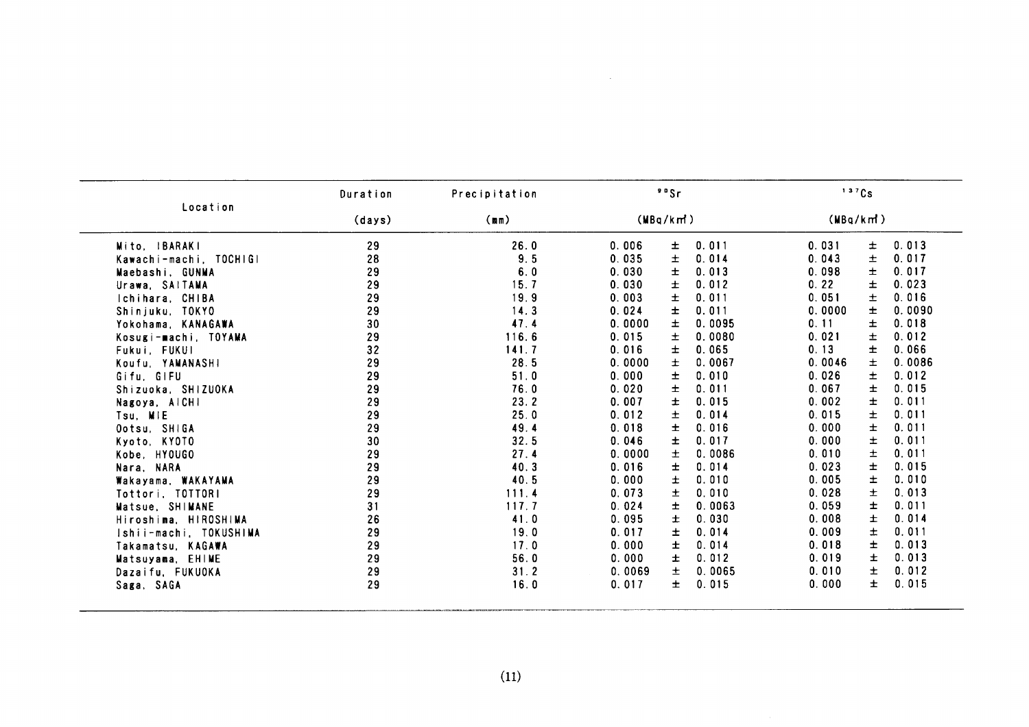| Location | Duration | Precipitation | $^{90}Sr$ | $^{137}Cs$ |
|---|---|---|---|---|
| | (days) | (mm) | (MBq/km²) | (MBq/km²) |
| Mito, IBARAKI | 29 | 26.0 | 0.006 ± 0.011 | 0.031 ± 0.013 |
| Kawachi-machi, TOCHIGI | 28 | 9.5 | 0.035 ± 0.014 | 0.043 ± 0.017 |
| Maebashi, GUNMA | 29 | 6.0 | 0.030 ± 0.013 | 0.098 ± 0.017 |
| Urawa, SAITAMA | 29 | 15.7 | 0.030 ± 0.012 | 0.22 ± 0.023 |
| Ichihara, CHIBA | 29 | 19.9 | 0.003 ± 0.011 | 0.051 ± 0.016 |
| Shinjuku, TOKYO | 29 | 14.3 | 0.024 ± 0.011 | 0.0000 ± 0.0090 |
| Yokohama, KANAGAWA | 30 | 47.4 | 0.0000 ± 0.0095 | 0.11 ± 0.018 |
| Kosugi-machi, TOYAMA | 29 | 116.6 | 0.015 ± 0.0080 | 0.021 ± 0.012 |
| Fukui, FUKUI | 32 | 141.7 | 0.016 ± 0.065 | 0.13 ± 0.066 |
| Koufu, YAMANASHI | 29 | 28.5 | 0.0000 ± 0.0067 | 0.0046 ± 0.0086 |
| Gifu, GIFU | 29 | 51.0 | 0.000 ± 0.010 | 0.026 ± 0.012 |
| Shizuoka, SHIZUOKA | 29 | 76.0 | 0.020 ± 0.011 | 0.067 ± 0.015 |
| Nagoya, AICHI | 29 | 23.2 | 0.007 ± 0.015 | 0.002 ± 0.011 |
| Tsu, MIE | 29 | 25.0 | 0.012 ± 0.014 | 0.015 ± 0.011 |
| Ootsu, SHIGA | 29 | 49.4 | 0.018 ± 0.016 | 0.000 ± 0.011 |
| Kyoto, KYOTO | 30 | 32.5 | 0.046 ± 0.017 | 0.000 ± 0.011 |
| Kobe, HYOUGO | 29 | 27.4 | 0.0000 ± 0.0086 | 0.010 ± 0.011 |
| Nara, NARA | 29 | 40.3 | 0.016 ± 0.014 | 0.023 ± 0.015 |
| Wakayama, WAKAYAMA | 29 | 40.5 | 0.000 ± 0.010 | 0.005 ± 0.010 |
| Tottori, TOTTORI | 29 | 111.4 | 0.073 ± 0.010 | 0.028 ± 0.013 |
| Matsue, SHIMANE | 31 | 117.7 | 0.024 ± 0.0063 | 0.059 ± 0.011 |
| Hiroshima, HIROSHIMA | 26 | 41.0 | 0.095 ± 0.030 | 0.008 ± 0.014 |
| Ishii-machi, TOKUSHIMA | 29 | 19.0 | 0.017 ± 0.014 | 0.009 ± 0.011 |
| Takamatsu, KAGAWA | 29 | 17.0 | 0.000 ± 0.014 | 0.018 ± 0.013 |
| Matsuyama, EHIME | 29 | 56.0 | 0.000 ± 0.012 | 0.019 ± 0.013 |
| Dazaifu, FUKUOKA | 29 | 31.2 | 0.0069 ± 0.0065 | 0.010 ± 0.012 |
| Saga, SAGA | 29 | 16.0 | 0.017 ± 0.015 | 0.000 ± 0.015 |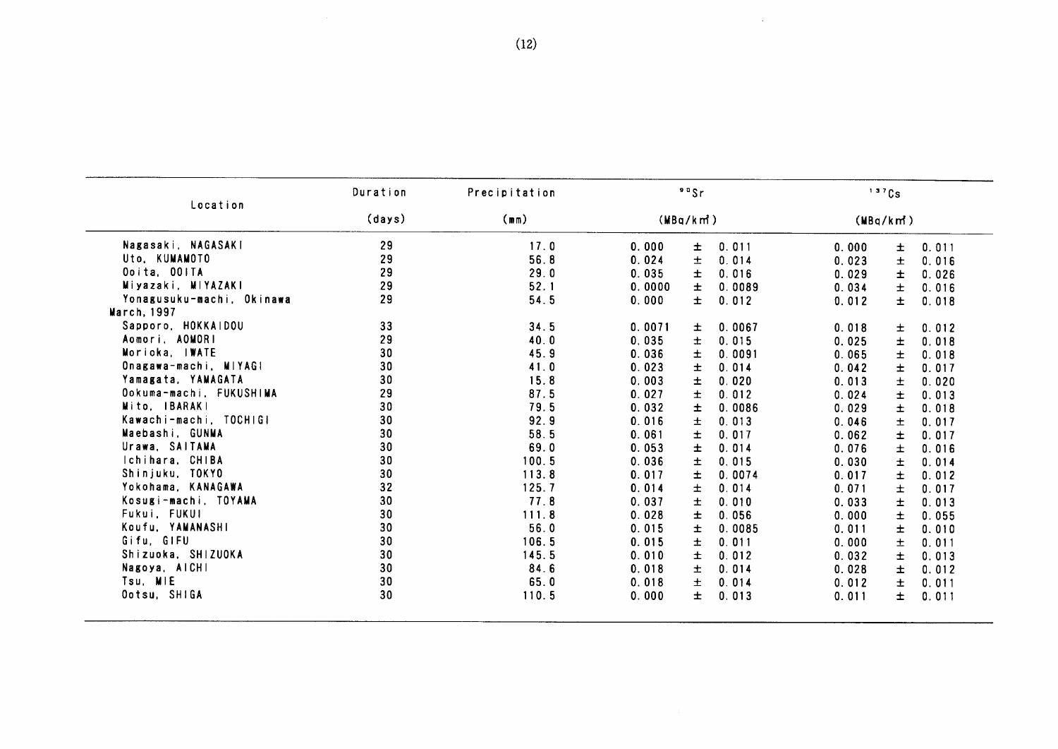| Location | Duration (days) | Precipitation (mm) | $^{90}Sr$ (MBq/km²) | $^{137}Cs$ (MBq/km²) |
|---|---|---|---|---|
| Nagasaki, NAGASAKI | 29 | 17.0 | 0.000 ± 0.011 | 0.000 ± 0.011 |
| Uto, KUMAMOTO | 29 | 56.8 | 0.024 ± 0.014 | 0.023 ± 0.016 |
| Ooita, OOITA | 29 | 29.0 | 0.035 ± 0.016 | 0.029 ± 0.026 |
| Miyazaki, MIYAZAKI | 29 | 52.1 | 0.0000 ± 0.0089 | 0.034 ± 0.016 |
| Yonagusuku-machi, Okinawa | 29 | 54.5 | 0.000 ± 0.012 | 0.012 ± 0.018 |
| March, 1997 | | | | |
| Sapporo, HOKKAIDOU | 33 | 34.5 | 0.0071 ± 0.0067 | 0.018 ± 0.012 |
| Aomori, AOMORI | 29 | 40.0 | 0.035 ± 0.015 | 0.025 ± 0.018 |
| Morioka, IWATE | 30 | 45.9 | 0.036 ± 0.0091 | 0.065 ± 0.018 |
| Onagawa-machi, MIYAGI | 30 | 41.0 | 0.023 ± 0.014 | 0.042 ± 0.017 |
| Yamagata, YAMAGATA | 30 | 15.8 | 0.003 ± 0.020 | 0.013 ± 0.020 |
| Ookuma-machi, FUKUSHIMA | 29 | 87.5 | 0.027 ± 0.012 | 0.024 ± 0.013 |
| Mito, IBARAKI | 30 | 79.5 | 0.032 ± 0.0086 | 0.029 ± 0.018 |
| Kawachi-machi, TOCHIGI | 30 | 92.9 | 0.016 ± 0.013 | 0.046 ± 0.017 |
| Maebashi, GUNMA | 30 | 58.5 | 0.061 ± 0.017 | 0.062 ± 0.017 |
| Urawa, SAITAMA | 30 | 69.0 | 0.053 ± 0.014 | 0.076 ± 0.016 |
| Ichihara, CHIBA | 30 | 100.5 | 0.036 ± 0.015 | 0.030 ± 0.014 |
| Shinjuku, TOKYO | 30 | 113.8 | 0.017 ± 0.0074 | 0.017 ± 0.012 |
| Yokohama, KANAGAWA | 32 | 125.7 | 0.014 ± 0.014 | 0.071 ± 0.017 |
| Kosugi-machi, TOYAMA | 30 | 77.8 | 0.037 ± 0.010 | 0.033 ± 0.013 |
| Fukui, FUKUI | 30 | 111.8 | 0.028 ± 0.056 | 0.000 ± 0.055 |
| Koufu, YAMANASHI | 30 | 56.0 | 0.015 ± 0.0085 | 0.011 ± 0.010 |
| Gifu, GIFU | 30 | 106.5 | 0.015 ± 0.011 | 0.000 ± 0.011 |
| Shizuoka, SHIZUOKA | 30 | 145.5 | 0.010 ± 0.012 | 0.032 ± 0.013 |
| Nagoya, AICHI | 30 | 84.6 | 0.018 ± 0.014 | 0.028 ± 0.012 |
| Tsu, MIE | 30 | 65.0 | 0.018 ± 0.014 | 0.012 ± 0.011 |
| Ootsu, SHIGA | 30 | 110.5 | 0.000 ± 0.013 | 0.011 ± 0.011 |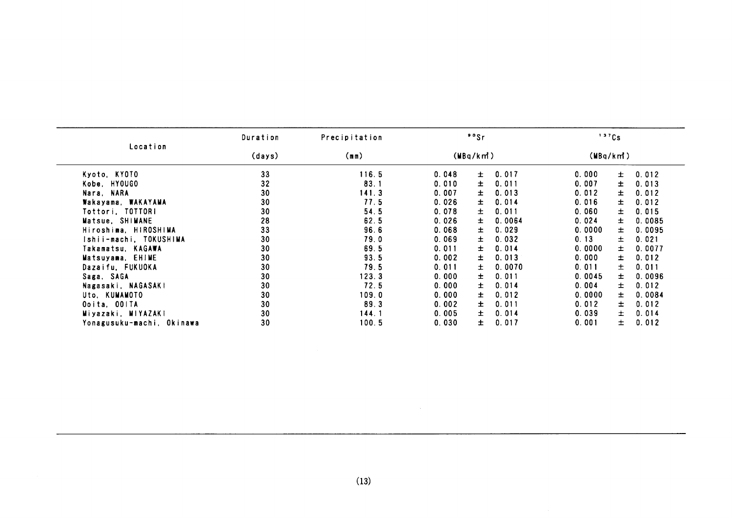| Location | Duration (days) | Precipitation (mm) | $^{90}Sr$ (MBq/km²) | $^{137}Cs$ (MBq/km²) |
|---|---|---|---|---|
| Kyoto, KYOTO | 33 | 116.5 | 0.048 ± 0.017 | 0.000 ± 0.012 |
| Kobe, HYOUGO | 32 | 83.1 | 0.010 ± 0.011 | 0.007 ± 0.013 |
| Nara, NARA | 30 | 141.3 | 0.007 ± 0.013 | 0.012 ± 0.012 |
| Wakayama, WAKAYAMA | 30 | 77.5 | 0.026 ± 0.014 | 0.016 ± 0.012 |
| Tottori, TOTTORI | 30 | 54.5 | 0.078 ± 0.011 | 0.060 ± 0.015 |
| Matsue, SHIMANE | 28 | 62.5 | 0.026 ± 0.0064 | 0.024 ± 0.0085 |
| Hiroshima, HIROSHIMA | 33 | 96.6 | 0.068 ± 0.029 | 0.0000 ± 0.0095 |
| Ishii-machi, TOKUSHIMA | 30 | 79.0 | 0.069 ± 0.032 | 0.13 ± 0.021 |
| Takamatsu, KAGAWA | 30 | 69.5 | 0.011 ± 0.014 | 0.0000 ± 0.0077 |
| Matsuyama, EHIME | 30 | 93.5 | 0.002 ± 0.013 | 0.000 ± 0.012 |
| Dazaifu, FUKUOKA | 30 | 79.5 | 0.011 ± 0.0070 | 0.011 ± 0.011 |
| Saga, SAGA | 30 | 123.3 | 0.000 ± 0.011 | 0.0045 ± 0.0096 |
| Nagasaki, NAGASAKI | 30 | 72.5 | 0.000 ± 0.014 | 0.004 ± 0.012 |
| Uto, KUMAMOTO | 30 | 109.0 | 0.000 ± 0.012 | 0.0000 ± 0.0084 |
| Ooita, OOITA | 30 | 89.3 | 0.002 ± 0.011 | 0.012 ± 0.012 |
| Miyazaki, MIYAZAKI | 30 | 144.1 | 0.005 ± 0.014 | 0.039 ± 0.014 |
| Yonagusuku-machi, Okinawa | 30 | 100.5 | 0.030 ± 0.017 | 0.001 ± 0.012 |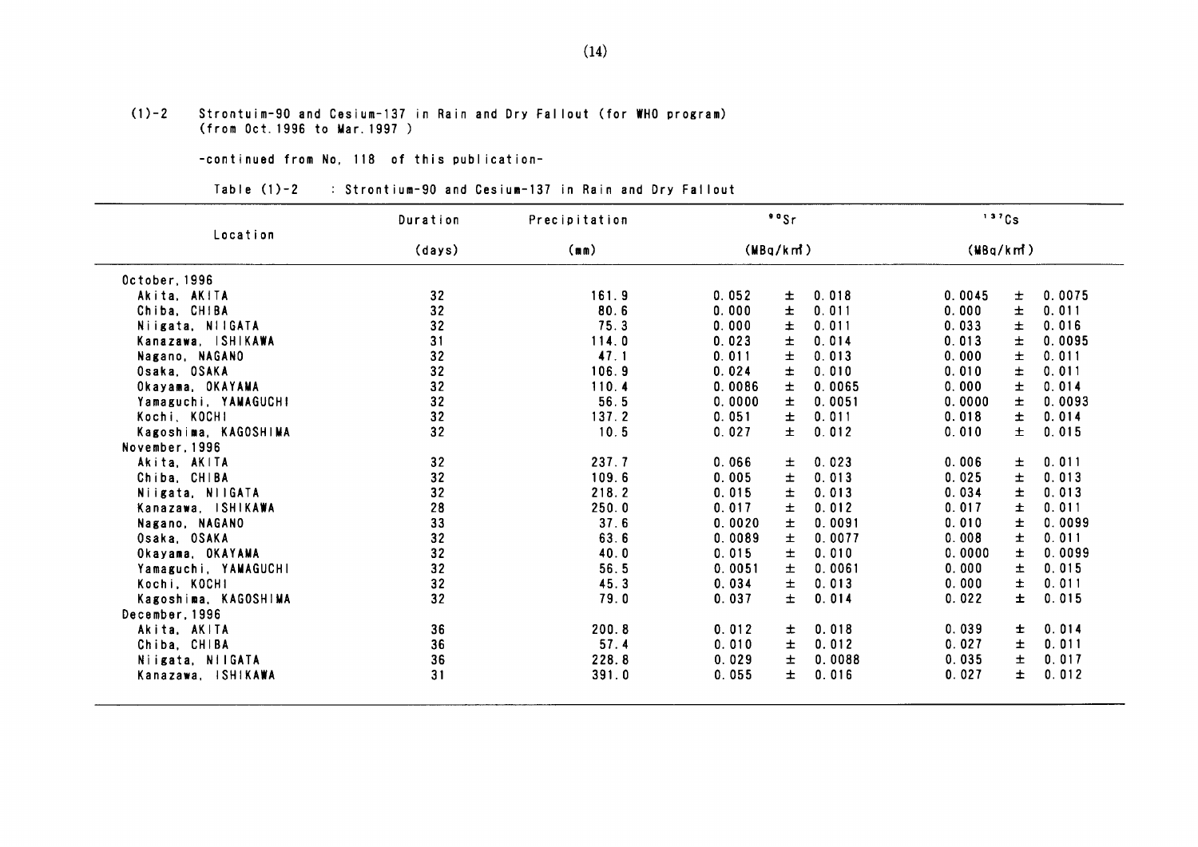(1)-2 Strontuim-90 and Cesium-137 in Rain and Dry Fallout (for WHO program)
(from Oct.1996 to Mar.1997 )

-continued from No, 118 of this publication-

Table (1)-2 : Strontium-90 and Cesium-137 in Rain and Dry Fallout

| Location | Duration (days) | Precipitation (mm) | $^{90}Sr$ (MBq/km²) | $^{137}Cs$ (MBq/km²) |
|---|---|---|---|---|
| October, 1996 | | | | |
| Akita, AKITA | 32 | 161.9 | 0.052 ± 0.018 | 0.0045 ± 0.0075 |
| Chiba, CHIBA | 32 | 80.6 | 0.000 ± 0.011 | 0.000 ± 0.011 |
| Niigata, NIIGATA | 32 | 75.3 | 0.000 ± 0.011 | 0.033 ± 0.016 |
| Kanazawa, ISHIKAWA | 31 | 114.0 | 0.023 ± 0.014 | 0.013 ± 0.0095 |
| Nagano, NAGANO | 32 | 47.1 | 0.011 ± 0.013 | 0.000 ± 0.011 |
| Osaka, OSAKA | 32 | 106.9 | 0.024 ± 0.010 | 0.010 ± 0.011 |
| Okayama, OKAYAMA | 32 | 110.4 | 0.0086 ± 0.0065 | 0.000 ± 0.014 |
| Yamaguchi, YAMAGUCHI | 32 | 56.5 | 0.0000 ± 0.0051 | 0.0000 ± 0.0093 |
| Kochi, KOCHI | 32 | 137.2 | 0.051 ± 0.011 | 0.018 ± 0.014 |
| Kagoshima, KAGOSHIMA | 32 | 10.5 | 0.027 ± 0.012 | 0.010 ± 0.015 |
| November, 1996 | | | | |
| Akita, AKITA | 32 | 237.7 | 0.066 ± 0.023 | 0.006 ± 0.011 |
| Chiba, CHIBA | 32 | 109.6 | 0.005 ± 0.013 | 0.025 ± 0.013 |
| Niigata, NIIGATA | 32 | 218.2 | 0.015 ± 0.013 | 0.034 ± 0.013 |
| Kanazawa, ISHIKAWA | 28 | 250.0 | 0.017 ± 0.012 | 0.017 ± 0.011 |
| Nagano, NAGANO | 33 | 37.6 | 0.0020 ± 0.0091 | 0.010 ± 0.0099 |
| Osaka, OSAKA | 32 | 63.6 | 0.0089 ± 0.0077 | 0.008 ± 0.011 |
| Okayama, OKAYAMA | 32 | 40.0 | 0.015 ± 0.010 | 0.0000 ± 0.0099 |
| Yamaguchi, YAMAGUCHI | 32 | 56.5 | 0.0051 ± 0.0061 | 0.000 ± 0.015 |
| Kochi, KOCHI | 32 | 45.3 | 0.034 ± 0.013 | 0.000 ± 0.011 |
| Kagoshima, KAGOSHIMA | 32 | 79.0 | 0.037 ± 0.014 | 0.022 ± 0.015 |
| December, 1996 | | | | |
| Akita, AKITA | 36 | 200.8 | 0.012 ± 0.018 | 0.039 ± 0.014 |
| Chiba, CHIBA | 36 | 57.4 | 0.010 ± 0.012 | 0.027 ± 0.011 |
| Niigata, NIIGATA | 36 | 228.8 | 0.029 ± 0.0088 | 0.035 ± 0.017 |
| Kanazawa, ISHIKAWA | 31 | 391.0 | 0.055 ± 0.016 | 0.027 ± 0.012 |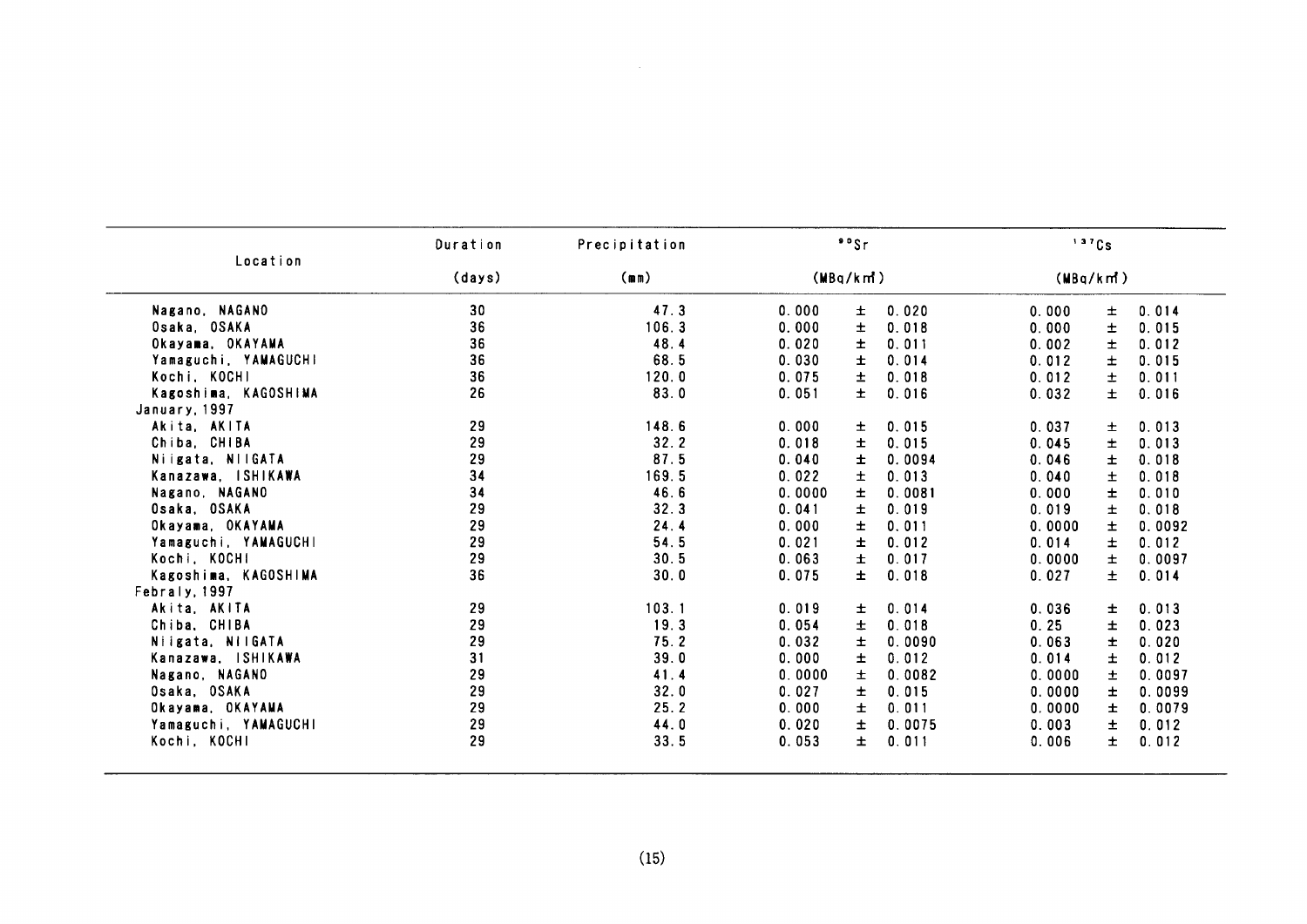| Location | Duration (days) | Precipitation (mm) | $^{90}Sr$ (MBq/km²) | $^{137}Cs$ (MBq/km²) |
|---|---|---|---|---|
| Nagano, NAGANO | 30 | 47.3 | 0.000 ± 0.020 | 0.000 ± 0.014 |
| Osaka, OSAKA | 36 | 106.3 | 0.000 ± 0.018 | 0.000 ± 0.015 |
| Okayama, OKAYAMA | 36 | 48.4 | 0.020 ± 0.011 | 0.002 ± 0.012 |
| Yamaguchi, YAMAGUCHI | 36 | 68.5 | 0.030 ± 0.014 | 0.012 ± 0.015 |
| Kochi, KOCHI | 36 | 120.0 | 0.075 ± 0.018 | 0.012 ± 0.011 |
| Kagoshima, KAGOSHIMA | 26 | 83.0 | 0.051 ± 0.016 | 0.032 ± 0.016 |
| January, 1997 | | | | |
| Akita, AKITA | 29 | 148.6 | 0.000 ± 0.015 | 0.037 ± 0.013 |
| Chiba, CHIBA | 29 | 32.2 | 0.018 ± 0.015 | 0.045 ± 0.013 |
| Niigata, NIIGATA | 29 | 87.5 | 0.040 ± 0.0094 | 0.046 ± 0.018 |
| Kanazawa, ISHIKAWA | 34 | 169.5 | 0.022 ± 0.013 | 0.040 ± 0.018 |
| Nagano, NAGANO | 34 | 46.6 | 0.0000 ± 0.0081 | 0.000 ± 0.010 |
| Osaka, OSAKA | 29 | 32.3 | 0.041 ± 0.019 | 0.019 ± 0.018 |
| Okayama, OKAYAMA | 29 | 24.4 | 0.000 ± 0.011 | 0.0000 ± 0.0092 |
| Yamaguchi, YAMAGUCHI | 29 | 54.5 | 0.021 ± 0.012 | 0.014 ± 0.012 |
| Kochi, KOCHI | 29 | 30.5 | 0.063 ± 0.017 | 0.0000 ± 0.0097 |
| Kagoshima, KAGOSHIMA | 36 | 30.0 | 0.075 ± 0.018 | 0.027 ± 0.014 |
| Febraly, 1997 | | | | |
| Akita, AKITA | 29 | 103.1 | 0.019 ± 0.014 | 0.036 ± 0.013 |
| Chiba, CHIBA | 29 | 19.3 | 0.054 ± 0.018 | 0.25 ± 0.023 |
| Niigata, NIIGATA | 29 | 75.2 | 0.032 ± 0.0090 | 0.063 ± 0.020 |
| Kanazawa, ISHIKAWA | 31 | 39.0 | 0.000 ± 0.012 | 0.014 ± 0.012 |
| Nagano, NAGANO | 29 | 41.4 | 0.0000 ± 0.0082 | 0.0000 ± 0.0097 |
| Osaka, OSAKA | 29 | 32.0 | 0.027 ± 0.015 | 0.0000 ± 0.0099 |
| Okayama, OKAYAMA | 29 | 25.2 | 0.000 ± 0.011 | 0.0000 ± 0.0079 |
| Yamaguchi, YAMAGUCHI | 29 | 44.0 | 0.020 ± 0.0075 | 0.003 ± 0.012 |
| Kochi, KOCHI | 29 | 33.5 | 0.053 ± 0.011 | 0.006 ± 0.012 |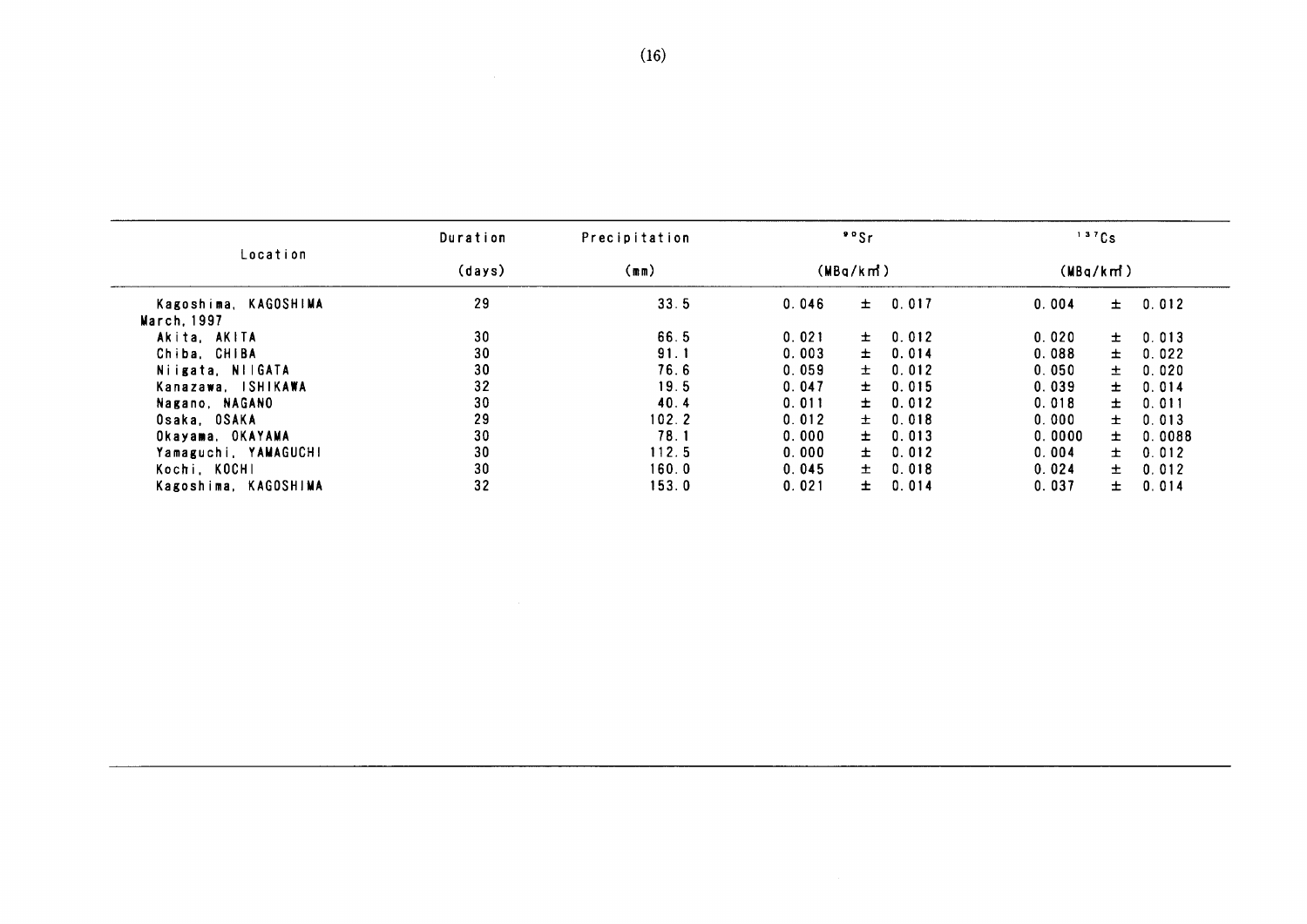| Location | Duration (days) | Precipitation (mm) | $^{90}Sr$ (MBq/km²) | $^{137}Cs$ (MBq/km²) |
|---|---|---|---|---|
| Kagoshima, KAGOSHIMA | 29 | 33.5 | 0.046 ± 0.017 | 0.004 ± 0.012 |
| March, 1997 | | | | |
| Akita, AKITA | 30 | 66.5 | 0.021 ± 0.012 | 0.020 ± 0.013 |
| Chiba, CHIBA | 30 | 91.1 | 0.003 ± 0.014 | 0.088 ± 0.022 |
| Niigata, NIIGATA | 30 | 76.6 | 0.059 ± 0.012 | 0.050 ± 0.020 |
| Kanazawa, ISHIKAWA | 32 | 19.5 | 0.047 ± 0.015 | 0.039 ± 0.014 |
| Nagano, NAGANO | 30 | 40.4 | 0.011 ± 0.012 | 0.018 ± 0.011 |
| Osaka, OSAKA | 29 | 102.2 | 0.012 ± 0.018 | 0.000 ± 0.013 |
| Okayama, OKAYAMA | 30 | 78.1 | 0.000 ± 0.013 | 0.0000 ± 0.0088 |
| Yamaguchi, YAMAGUCHI | 30 | 112.5 | 0.000 ± 0.012 | 0.004 ± 0.012 |
| Kochi, KOCHI | 30 | 160.0 | 0.045 ± 0.018 | 0.024 ± 0.012 |
| Kagoshima, KAGOSHIMA | 32 | 153.0 | 0.021 ± 0.014 | 0.037 ± 0.014 |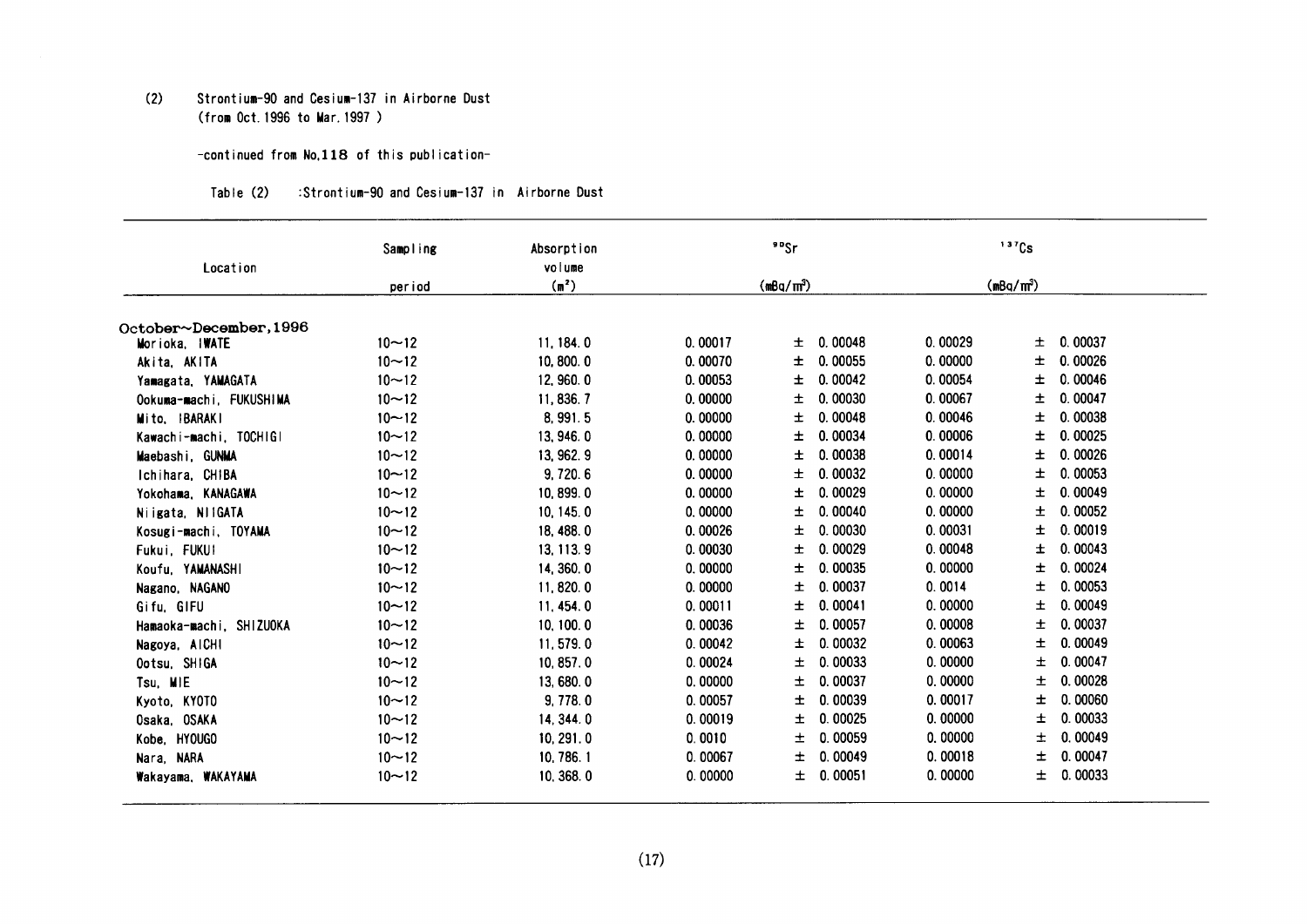(2) Strontium-90 and Cesium-137 in Airborne Dust
(from Oct. 1996 to Mar. 1997 )

-continued from No.118 of this publication-

Table (2) :Strontium-90 and Cesium-137 in Airborne Dust

| Location | Sampling period | Absorption volume ($m^3$) | $^{90}Sr$ ($mBq/m^3$) | | $^{137}Cs$ ($mBq/m^3$) | |
|---|---|---|---|---|---|---|
| **October~December, 1996** | | | | | | |
| Morioka, IWATE | 10~12 | 11, 184. 0 | 0. 00017 | ± 0. 00048 | 0. 00029 | ± 0. 00037 |
| Akita, AKITA | 10~12 | 10, 800. 0 | 0. 00070 | ± 0. 00055 | 0. 00000 | ± 0. 00026 |
| Yamagata, YAMAGATA | 10~12 | 12, 960. 0 | 0. 00053 | ± 0. 00042 | 0. 00054 | ± 0. 00046 |
| Ookuma-machi, FUKUSHIMA | 10~12 | 11, 836. 7 | 0. 00000 | ± 0. 00030 | 0. 00067 | ± 0. 00047 |
| Mito, IBARAKI | 10~12 | 8, 991. 5 | 0. 00000 | ± 0. 00048 | 0. 00046 | ± 0. 00038 |
| Kawachi-machi, TOCHIGI | 10~12 | 13, 946. 0 | 0. 00000 | ± 0. 00034 | 0. 00006 | ± 0. 00025 |
| Maebashi, GUNMA | 10~12 | 13, 962. 9 | 0. 00000 | ± 0. 00038 | 0. 00014 | ± 0. 00026 |
| Ichihara, CHIBA | 10~12 | 9, 720. 6 | 0. 00000 | ± 0. 00032 | 0. 00000 | ± 0. 00053 |
| Yokohama, KANAGAWA | 10~12 | 10, 899. 0 | 0. 00000 | ± 0. 00029 | 0. 00000 | ± 0. 00049 |
| Niigata, NIIGATA | 10~12 | 10, 145. 0 | 0. 00000 | ± 0. 00040 | 0. 00000 | ± 0. 00052 |
| Kosugi-machi, TOYAMA | 10~12 | 18, 488. 0 | 0. 00026 | ± 0. 00030 | 0. 00031 | ± 0. 00019 |
| Fukui, FUKUI | 10~12 | 13, 113. 9 | 0. 00030 | ± 0. 00029 | 0. 00048 | ± 0. 00043 |
| Koufu, YAMANASHI | 10~12 | 14, 360. 0 | 0. 00000 | ± 0. 00035 | 0. 00000 | ± 0. 00024 |
| Nagano, NAGANO | 10~12 | 11, 820. 0 | 0. 00000 | ± 0. 00037 | 0. 0014 | ± 0. 00053 |
| Gifu, GIFU | 10~12 | 11, 454. 0 | 0. 00011 | ± 0. 00041 | 0. 00000 | ± 0. 00049 |
| Hamaoka-machi, SHIZUOKA | 10~12 | 10, 100. 0 | 0. 00036 | ± 0. 00057 | 0. 00008 | ± 0. 00037 |
| Nagoya, AICHI | 10~12 | 11, 579. 0 | 0. 00042 | ± 0. 00032 | 0. 00063 | ± 0. 00049 |
| Ootsu, SHIGA | 10~12 | 10, 857. 0 | 0. 00024 | ± 0. 00033 | 0. 00000 | ± 0. 00047 |
| Tsu, MIE | 10~12 | 13, 680. 0 | 0. 00000 | ± 0. 00037 | 0. 00000 | ± 0. 00028 |
| Kyoto, KYOTO | 10~12 | 9, 778. 0 | 0. 00057 | ± 0. 00039 | 0. 00017 | ± 0. 00060 |
| Osaka, OSAKA | 10~12 | 14, 344. 0 | 0. 00019 | ± 0. 00025 | 0. 00000 | ± 0. 00033 |
| Kobe, HYOUGO | 10~12 | 10, 291. 0 | 0. 0010 | ± 0. 00059 | 0. 00000 | ± 0. 00049 |
| Nara, NARA | 10~12 | 10, 786. 1 | 0. 00067 | ± 0. 00049 | 0. 00018 | ± 0. 00047 |
| Wakayama, WAKAYAMA | 10~12 | 10, 368. 0 | 0. 00000 | ± 0. 00051 | 0. 00000 | ± 0. 00033 |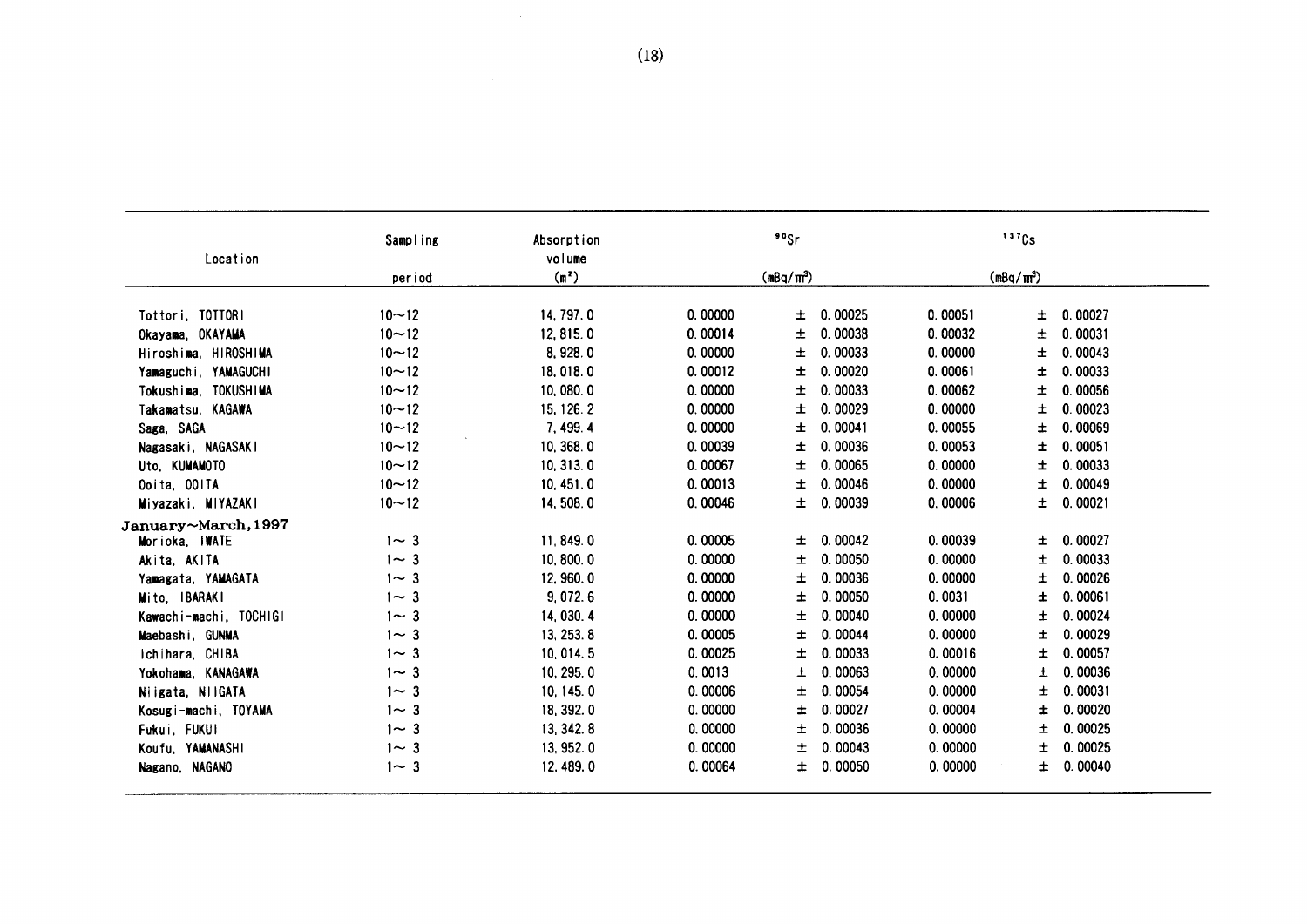| Location | Sampling period | Absorption volume ($m^3$) | $^{90}Sr$ ($mBq/m^3$) | | $^{137}Cs$ ($mBq/m^3$) | |
|---|---|---|---|---|---|---|
| Tottori, TOTTORI | 10～12 | 14,797.0 | 0.00000 | ± 0.00025 | 0.00051 | ± 0.00027 |
| Okayama, OKAYAMA | 10～12 | 12,815.0 | 0.00014 | ± 0.00038 | 0.00032 | ± 0.00031 |
| Hiroshima, HIROSHIMA | 10～12 | 8,928.0 | 0.00000 | ± 0.00033 | 0.00000 | ± 0.00043 |
| Yamaguchi, YAMAGUCHI | 10～12 | 18,018.0 | 0.00012 | ± 0.00020 | 0.00061 | ± 0.00033 |
| Tokushima, TOKUSHIMA | 10～12 | 10,080.0 | 0.00000 | ± 0.00033 | 0.00062 | ± 0.00056 |
| Takamatsu, KAGAWA | 10～12 | 15,126.2 | 0.00000 | ± 0.00029 | 0.00000 | ± 0.00023 |
| Saga, SAGA | 10～12 | 7,499.4 | 0.00000 | ± 0.00041 | 0.00055 | ± 0.00069 |
| Nagasaki, NAGASAKI | 10～12 | 10,368.0 | 0.00039 | ± 0.00036 | 0.00053 | ± 0.00051 |
| Uto, KUMAMOTO | 10～12 | 10,313.0 | 0.00067 | ± 0.00065 | 0.00000 | ± 0.00033 |
| Ooita, OOITA | 10～12 | 10,451.0 | 0.00013 | ± 0.00046 | 0.00000 | ± 0.00049 |
| Miyazaki, MIYAZAKI | 10～12 | 14,508.0 | 0.00046 | ± 0.00039 | 0.00006 | ± 0.00021 |
| **January～March, 1997** | | | | | | |
| Morioka, IWATE | 1～3 | 11,849.0 | 0.00005 | ± 0.00042 | 0.00039 | ± 0.00027 |
| Akita, AKITA | 1～3 | 10,800.0 | 0.00000 | ± 0.00050 | 0.00000 | ± 0.00033 |
| Yamagata, YAMAGATA | 1～3 | 12,960.0 | 0.00000 | ± 0.00036 | 0.00000 | ± 0.00026 |
| Mito, IBARAKI | 1～3 | 9,072.6 | 0.00000 | ± 0.00050 | 0.0031 | ± 0.00061 |
| Kawachi-machi, TOCHIGI | 1～3 | 14,030.4 | 0.00000 | ± 0.00040 | 0.00000 | ± 0.00024 |
| Maebashi, GUNMA | 1～3 | 13,253.8 | 0.00005 | ± 0.00044 | 0.00000 | ± 0.00029 |
| Ichihara, CHIBA | 1～3 | 10,014.5 | 0.00025 | ± 0.00033 | 0.00016 | ± 0.00057 |
| Yokohama, KANAGAWA | 1～3 | 10,295.0 | 0.0013 | ± 0.00063 | 0.00000 | ± 0.00036 |
| Niigata, NIIGATA | 1～3 | 10,145.0 | 0.00006 | ± 0.00054 | 0.00000 | ± 0.00031 |
| Kosugi-machi, TOYAMA | 1～3 | 18,392.0 | 0.00000 | ± 0.00027 | 0.00004 | ± 0.00020 |
| Fukui, FUKUI | 1～3 | 13,342.8 | 0.00000 | ± 0.00036 | 0.00000 | ± 0.00025 |
| Koufu, YAMANASHI | 1～3 | 13,952.0 | 0.00000 | ± 0.00043 | 0.00000 | ± 0.00025 |
| Nagano, NAGANO | 1～3 | 12,489.0 | 0.00064 | ± 0.00050 | 0.00000 | ± 0.00040 |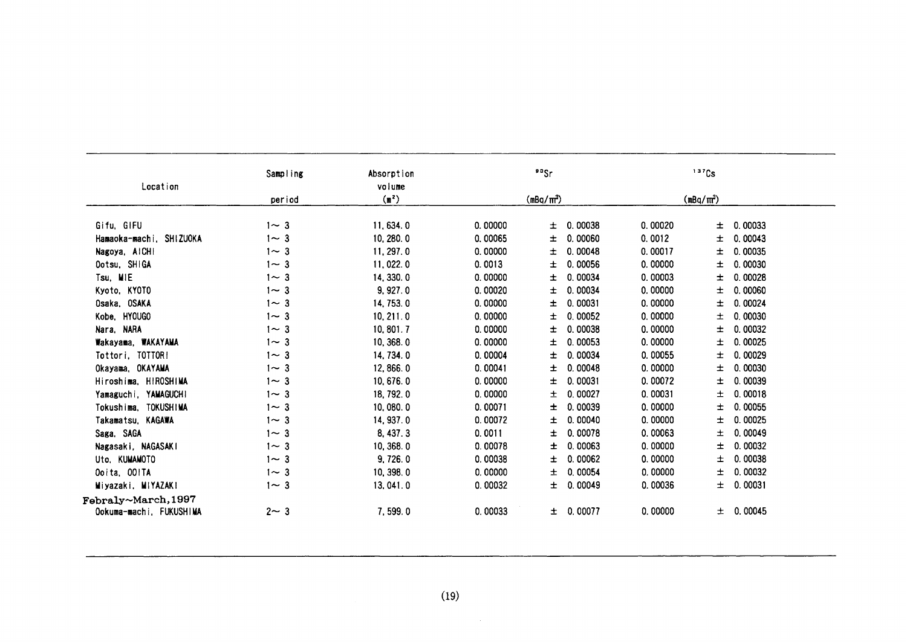| Location | Sampling period | Absorption volume ($m^3$) | $^{90}Sr$ (mBq/m³) | | $^{137}Cs$ (mBq/m³) | |
|---|---|---|---|---|---|---|
| Gifu, GIFU | 1～3 | 11,634.0 | 0.00000 | ± 0.00038 | 0.00020 | ± 0.00033 |
| Hamaoka-machi, SHIZUOKA | 1～3 | 10,280.0 | 0.00065 | ± 0.00060 | 0.0012 | ± 0.00043 |
| Nagoya, AICHI | 1～3 | 11,297.0 | 0.00000 | ± 0.00048 | 0.00017 | ± 0.00035 |
| Ootsu, SHIGA | 1～3 | 11,022.0 | 0.0013 | ± 0.00056 | 0.00000 | ± 0.00030 |
| Tsu, MIE | 1～3 | 14,330.0 | 0.00000 | ± 0.00034 | 0.00003 | ± 0.00028 |
| Kyoto, KYOTO | 1～3 | 9,927.0 | 0.00020 | ± 0.00034 | 0.00000 | ± 0.00060 |
| Osaka, OSAKA | 1～3 | 14,753.0 | 0.00000 | ± 0.00031 | 0.00000 | ± 0.00024 |
| Kobe, HYOUGO | 1～3 | 10,211.0 | 0.00000 | ± 0.00052 | 0.00000 | ± 0.00030 |
| Nara, NARA | 1～3 | 10,801.7 | 0.00000 | ± 0.00038 | 0.00000 | ± 0.00032 |
| Wakayama, WAKAYAMA | 1～3 | 10,368.0 | 0.00000 | ± 0.00053 | 0.00000 | ± 0.00025 |
| Tottori, TOTTORI | 1～3 | 14,734.0 | 0.00004 | ± 0.00034 | 0.00055 | ± 0.00029 |
| Okayama, OKAYAMA | 1～3 | 12,866.0 | 0.00041 | ± 0.00048 | 0.00000 | ± 0.00030 |
| Hiroshima, HIROSHIMA | 1～3 | 10,676.0 | 0.00000 | ± 0.00031 | 0.00072 | ± 0.00039 |
| Yamaguchi, YAMAGUCHI | 1～3 | 18,792.0 | 0.00000 | ± 0.00027 | 0.00031 | ± 0.00018 |
| Tokushima, TOKUSHIMA | 1～3 | 10,080.0 | 0.00071 | ± 0.00039 | 0.00000 | ± 0.00055 |
| Takamatsu, KAGAWA | 1～3 | 14,937.0 | 0.00072 | ± 0.00040 | 0.00000 | ± 0.00025 |
| Saga, SAGA | 1～3 | 8,437.3 | 0.0011 | ± 0.00078 | 0.00063 | ± 0.00049 |
| Nagasaki, NAGASAKI | 1～3 | 10,368.0 | 0.00078 | ± 0.00063 | 0.00000 | ± 0.00032 |
| Uto, KUMAMOTO | 1～3 | 9,726.0 | 0.00038 | ± 0.00062 | 0.00000 | ± 0.00038 |
| Ooita, OOITA | 1～3 | 10,398.0 | 0.00000 | ± 0.00054 | 0.00000 | ± 0.00032 |
| Miyazaki, MIYAZAKI | 1～3 | 13,041.0 | 0.00032 | ± 0.00049 | 0.00036 | ± 0.00031 |
| **Febraly～March,1997** | | | | | | |
| Ookuma-machi, FUKUSHIMA | 2～3 | 7,599.0 | 0.00033 | ± 0.00077 | 0.00000 | ± 0.00045 |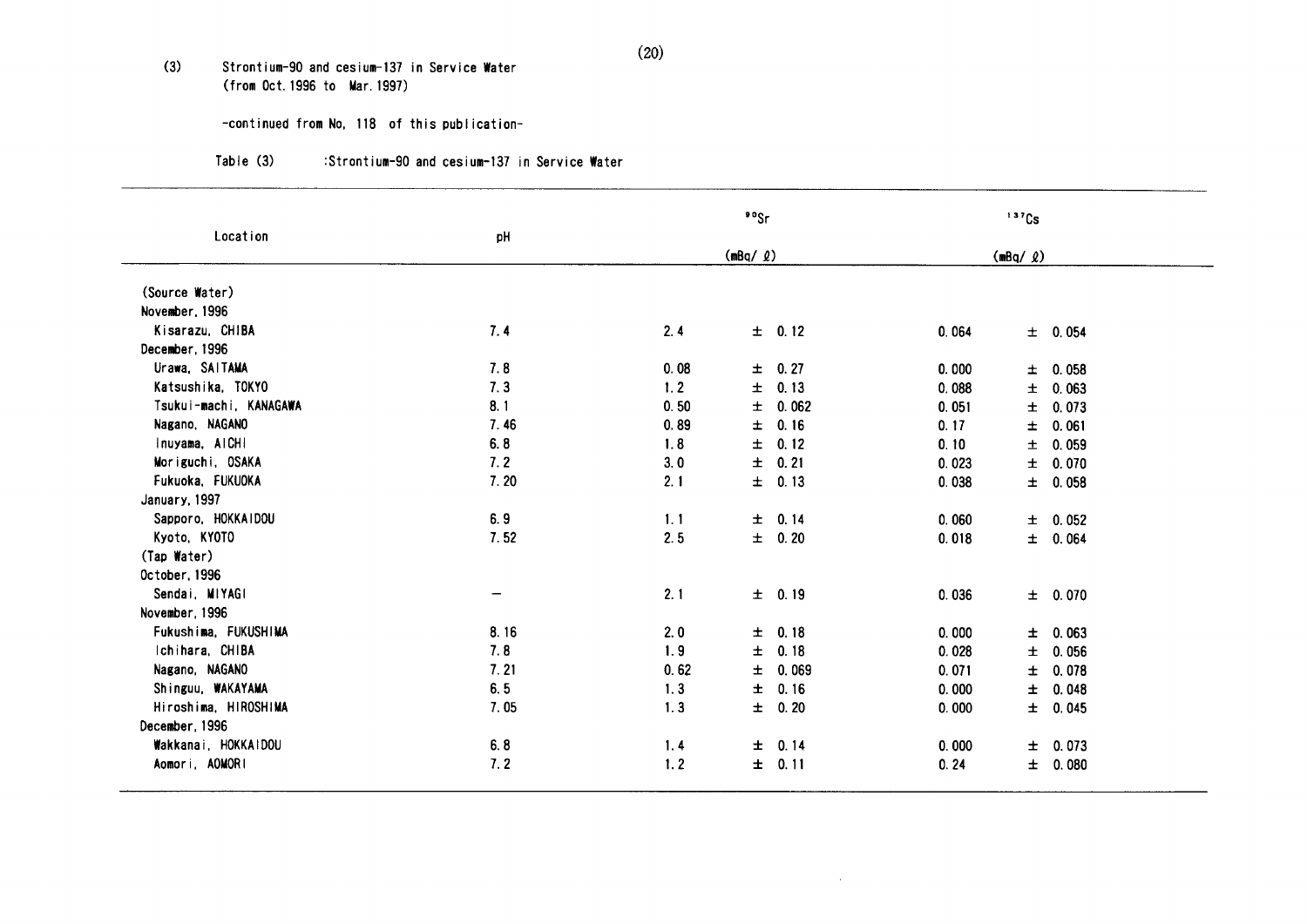(3) Strontium-90 and cesium-137 in Service Water (from Oct. 1996 to Mar. 1997)

-continued from No. 118 of this publication-

Table (3) :Strontium-90 and cesium-137 in Service Water

| Location | pH | $^{90}Sr$ (mBq/ℓ) | | $^{137}Cs$ (mBq/ℓ) | |
|---|---|---|---|---|---|
| (Source Water) | | | | | |
| November, 1996 | | | | | |
| Kisarazu, CHIBA | 7.4 | 2.4 | ± 0.12 | 0.064 | ± 0.054 |
| December, 1996 | | | | | |
| Urawa, SAITAMA | 7.8 | 0.08 | ± 0.27 | 0.000 | ± 0.058 |
| Katsushika, TOKYO | 7.3 | 1.2 | ± 0.13 | 0.088 | ± 0.063 |
| Tsukui-machi, KANAGAWA | 8.1 | 0.50 | ± 0.062 | 0.051 | ± 0.073 |
| Nagano, NAGANO | 7.46 | 0.89 | ± 0.16 | 0.17 | ± 0.061 |
| Inuyama, AICHI | 6.8 | 1.8 | ± 0.12 | 0.10 | ± 0.059 |
| Moriguchi, OSAKA | 7.2 | 3.0 | ± 0.21 | 0.023 | ± 0.070 |
| Fukuoka, FUKUOKA | 7.20 | 2.1 | ± 0.13 | 0.038 | ± 0.058 |
| January, 1997 | | | | | |
| Sapporo, HOKKAIDOU | 6.9 | 1.1 | ± 0.14 | 0.060 | ± 0.052 |
| Kyoto, KYOTO | 7.52 | 2.5 | ± 0.20 | 0.018 | ± 0.064 |
| (Tap Water) | | | | | |
| October, 1996 | | | | | |
| Sendai, MIYAGI | — | 2.1 | ± 0.19 | 0.036 | ± 0.070 |
| November, 1996 | | | | | |
| Fukushima, FUKUSHIMA | 8.16 | 2.0 | ± 0.18 | 0.000 | ± 0.063 |
| Ichihara, CHIBA | 7.8 | 1.9 | ± 0.18 | 0.028 | ± 0.056 |
| Nagano, NAGANO | 7.21 | 0.62 | ± 0.069 | 0.071 | ± 0.078 |
| Shinguu, WAKAYAMA | 6.5 | 1.3 | ± 0.16 | 0.000 | ± 0.048 |
| Hiroshima, HIROSHIMA | 7.05 | 1.3 | ± 0.20 | 0.000 | ± 0.045 |
| December, 1996 | | | | | |
| Wakkanai, HOKKAIDOU | 6.8 | 1.4 | ± 0.14 | 0.000 | ± 0.073 |
| Aomori, AOMORI | 7.2 | 1.2 | ± 0.11 | 0.24 | ± 0.080 |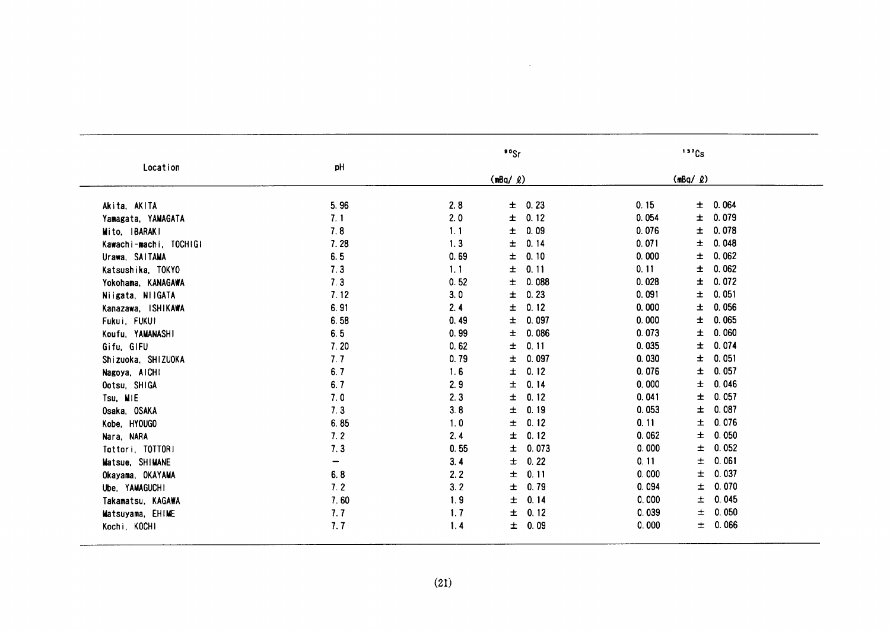| Location | pH | $^{90}Sr$ (mBq/ℓ) | $^{137}Cs$ (mBq/ℓ) |
|---|---|---|---|
| Akita, AKITA | 5.96 | 2.8 ± 0.23 | 0.15 ± 0.064 |
| Yamagata, YAMAGATA | 7.1 | 2.0 ± 0.12 | 0.054 ± 0.079 |
| Mito, IBARAKI | 7.8 | 1.1 ± 0.09 | 0.076 ± 0.078 |
| Kawachi-machi, TOCHIGI | 7.28 | 1.3 ± 0.14 | 0.071 ± 0.048 |
| Urawa, SAITAMA | 6.5 | 0.69 ± 0.10 | 0.000 ± 0.062 |
| Katsushika, TOKYO | 7.3 | 1.1 ± 0.11 | 0.11 ± 0.062 |
| Yokohama, KANAGAWA | 7.3 | 0.52 ± 0.088 | 0.028 ± 0.072 |
| Niigata, NIIGATA | 7.12 | 3.0 ± 0.23 | 0.091 ± 0.051 |
| Kanazawa, ISHIKAWA | 6.91 | 2.4 ± 0.12 | 0.000 ± 0.056 |
| Fukui, FUKUI | 6.58 | 0.49 ± 0.097 | 0.000 ± 0.065 |
| Koufu, YAMANASHI | 6.5 | 0.99 ± 0.086 | 0.073 ± 0.060 |
| Gifu, GIFU | 7.20 | 0.62 ± 0.11 | 0.035 ± 0.074 |
| Shizuoka, SHIZUOKA | 7.7 | 0.79 ± 0.097 | 0.030 ± 0.051 |
| Nagoya, AICHI | 6.7 | 1.6 ± 0.12 | 0.076 ± 0.057 |
| Ootsu, SHIGA | 6.7 | 2.9 ± 0.14 | 0.000 ± 0.046 |
| Tsu, MIE | 7.0 | 2.3 ± 0.12 | 0.041 ± 0.057 |
| Osaka, OSAKA | 7.3 | 3.8 ± 0.19 | 0.053 ± 0.087 |
| Kobe, HYOUGO | 6.85 | 1.0 ± 0.12 | 0.11 ± 0.076 |
| Nara, NARA | 7.2 | 2.4 ± 0.12 | 0.062 ± 0.050 |
| Tottori, TOTTORI | 7.3 | 0.55 ± 0.073 | 0.000 ± 0.052 |
| Matsue, SHIMANE | − | 3.4 ± 0.22 | 0.11 ± 0.061 |
| Okayama, OKAYAMA | 6.8 | 2.2 ± 0.11 | 0.000 ± 0.037 |
| Ube, YAMAGUCHI | 7.2 | 3.2 ± 0.79 | 0.094 ± 0.070 |
| Takamatsu, KAGAWA | 7.60 | 1.9 ± 0.14 | 0.000 ± 0.045 |
| Matsuyama, EHIME | 7.7 | 1.7 ± 0.12 | 0.039 ± 0.050 |
| Kochi, KOCHI | 7.7 | 1.4 ± 0.09 | 0.000 ± 0.066 |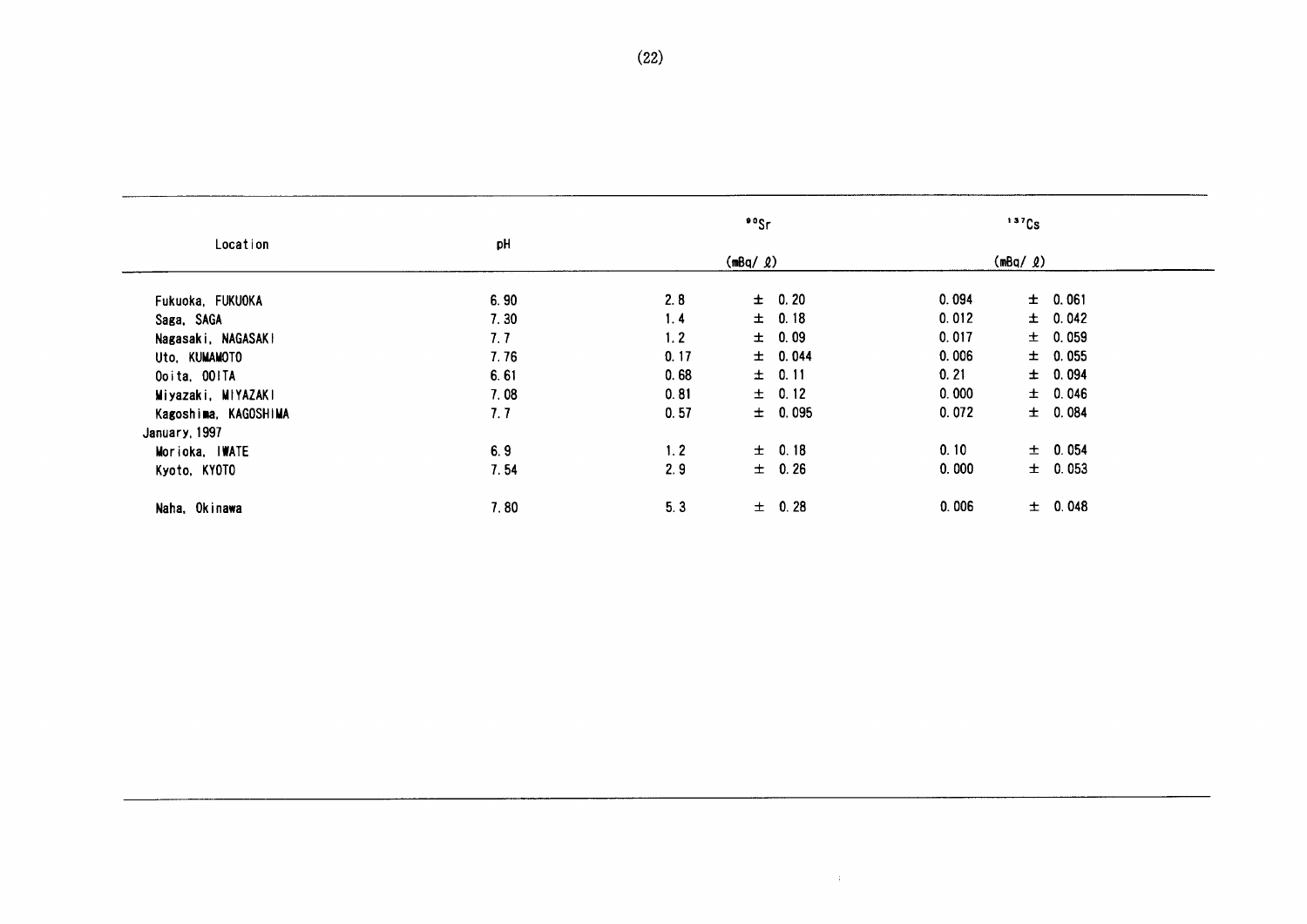| Location | pH | $^{90}Sr$ (mBq/ℓ) | | $^{137}Cs$ (mBq/ℓ) | |
|---|---|---|---|---|---|
| Fukuoka, FUKUOKA | 6.90 | 2.8 | ± 0.20 | 0.094 | ± 0.061 |
| Saga, SAGA | 7.30 | 1.4 | ± 0.18 | 0.012 | ± 0.042 |
| Nagasaki, NAGASAKI | 7.7 | 1.2 | ± 0.09 | 0.017 | ± 0.059 |
| Uto, KUMAMOTO | 7.76 | 0.17 | ± 0.044 | 0.006 | ± 0.055 |
| Ooita, OOITA | 6.61 | 0.68 | ± 0.11 | 0.21 | ± 0.094 |
| Miyazaki, MIYAZAKI | 7.08 | 0.81 | ± 0.12 | 0.000 | ± 0.046 |
| Kagoshima, KAGOSHIMA | 7.7 | 0.57 | ± 0.095 | 0.072 | ± 0.084 |
| January, 1997 | | | | | |
| Morioka, IWATE | 6.9 | 1.2 | ± 0.18 | 0.10 | ± 0.054 |
| Kyoto, KYOTO | 7.54 | 2.9 | ± 0.26 | 0.000 | ± 0.053 |
| Naha, Okinawa | 7.80 | 5.3 | ± 0.28 | 0.006 | ± 0.048 |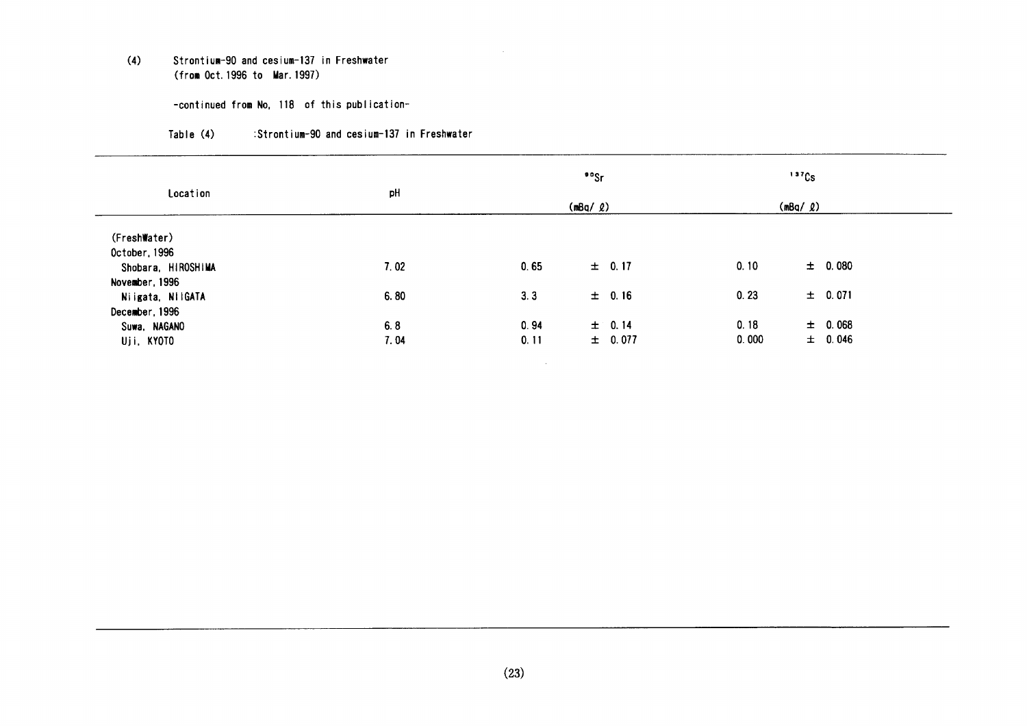(4) Strontium-90 and cesium-137 in Freshwater
(from Oct. 1996 to Mar. 1997)

-continued from No, 118 of this publication-

Table (4) :Strontium-90 and cesium-137 in Freshwater

| Location | pH | $^{90}Sr$ (mBq/ℓ) | | $^{137}Cs$ (mBq/ℓ) | |
|---|---|---|---|---|---|
| (FreshWater) | | | | | |
| October, 1996 | | | | | |
| Shobara, HIROSHIMA | 7.02 | 0.65 | ± 0.17 | 0.10 | ± 0.080 |
| November, 1996 | | | | | |
| Niigata, NIIGATA | 6.80 | 3.3 | ± 0.16 | 0.23 | ± 0.071 |
| December, 1996 | | | | | |
| Suwa, NAGANO | 6.8 | 0.94 | ± 0.14 | 0.18 | ± 0.068 |
| Uji, KYOTO | 7.04 | 0.11 | ± 0.077 | 0.000 | ± 0.046 |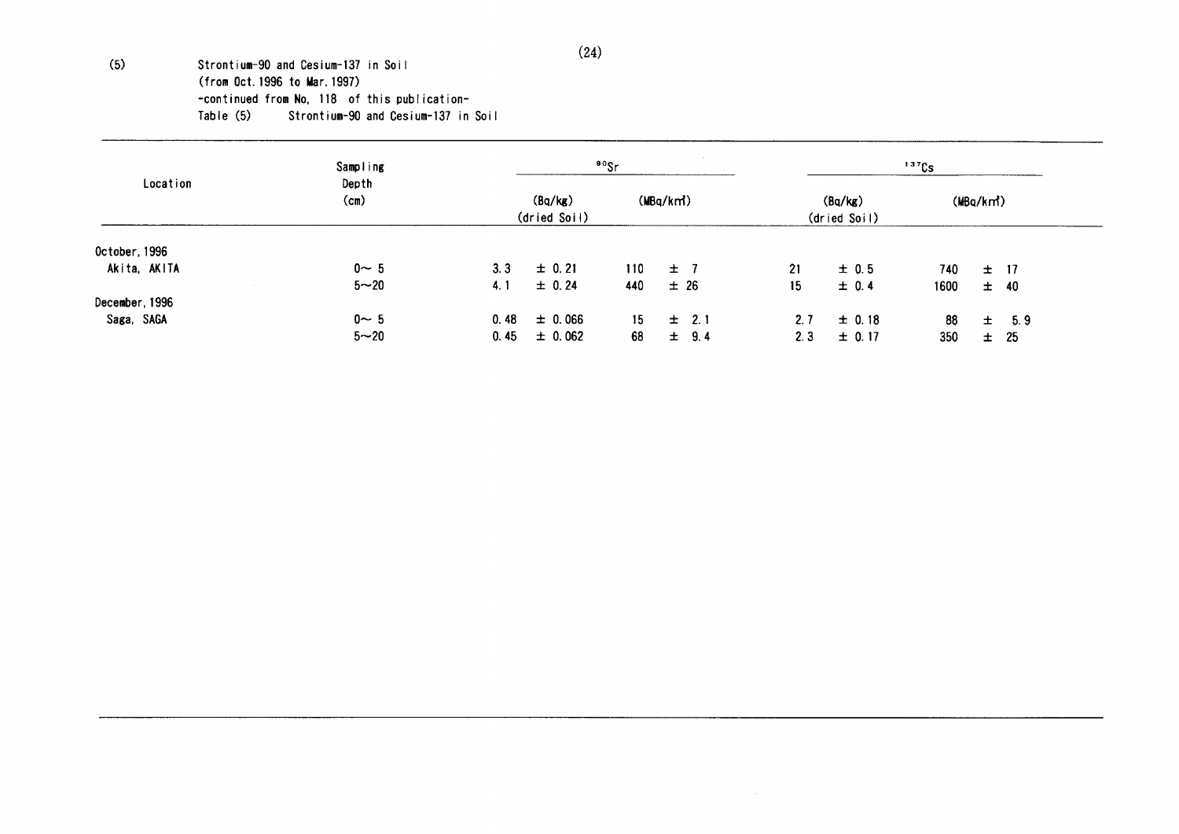(5) Strontium-90 and Cesium-137 in Soil
(from Oct. 1996 to Mar. 1997)
-continued from No, 118 of this publication-

Table (5) Strontium-90 and Cesium-137 in Soil

| Location | Sampling Depth (cm) | $^{90}Sr$ (Bq/kg) (dried Soil) | $^{90}Sr$ (MBq/km²) | $^{137}Cs$ (Bq/kg) (dried Soil) | $^{137}Cs$ (MBq/km²) |
|---|---|---|---|---|---|
| October, 1996 | | | | | |
| Akita, AKITA | 0～5 | 3.3 ± 0.21 | 110 ± 7 | 21 ± 0.5 | 740 ± 17 |
| | 5～20 | 4.1 ± 0.24 | 440 ± 26 | 15 ± 0.4 | 1600 ± 40 |
| December, 1996 | | | | | |
| Saga, SAGA | 0～5 | 0.48 ± 0.066 | 15 ± 2.1 | 2.7 ± 0.18 | 88 ± 5.9 |
| | 5～20 | 0.45 ± 0.062 | 68 ± 9.4 | 2.3 ± 0.17 | 350 ± 25 |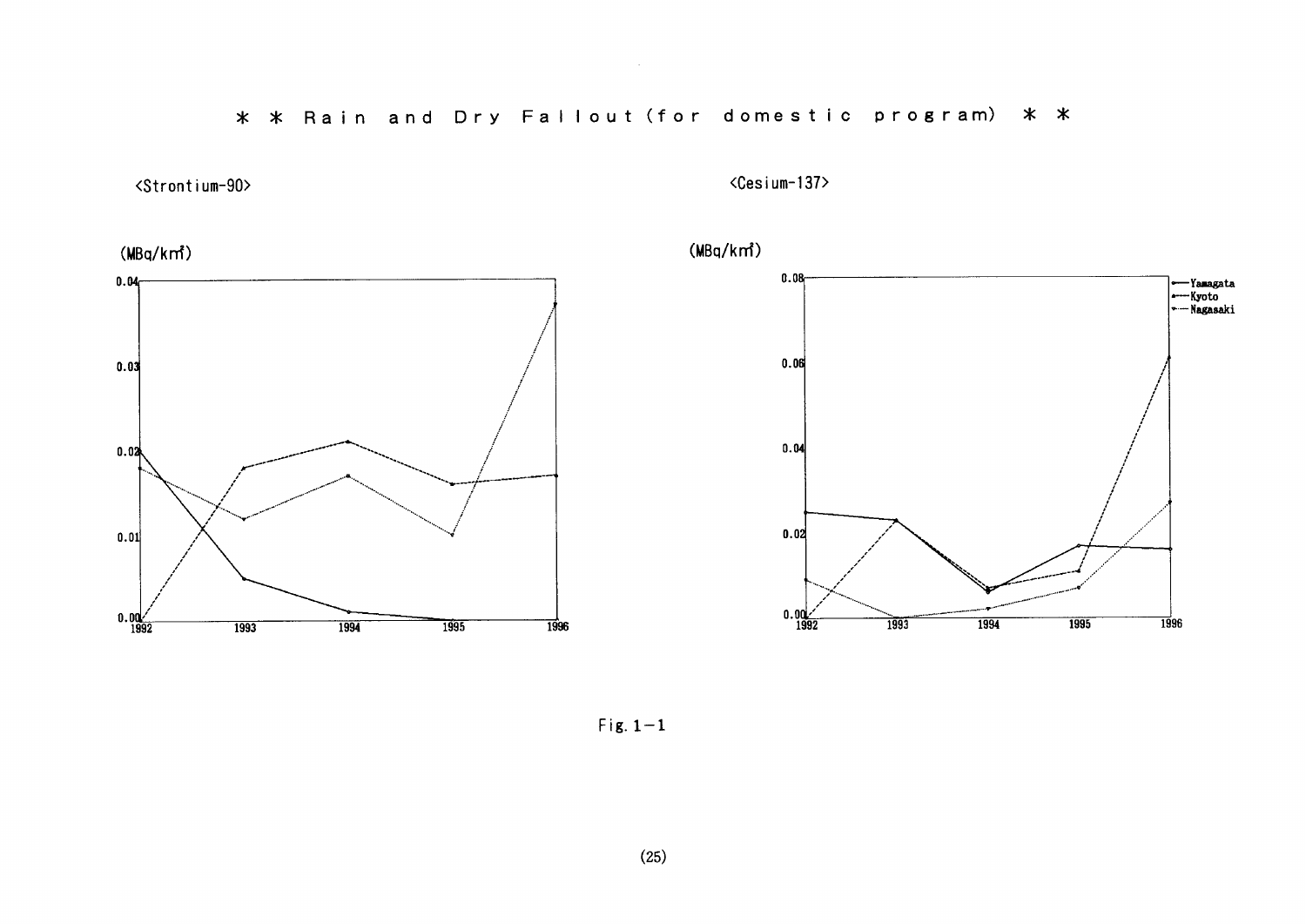## ＊ ＊ Rain and Dry Fallout (for domestic program) ＊ ＊

<Strontium-90>

(MBq/km²)

<Cesium-137>

(MBq/km²)

— Yamagata
--- Kyoto
···· Nagasaki

Fig. 1−1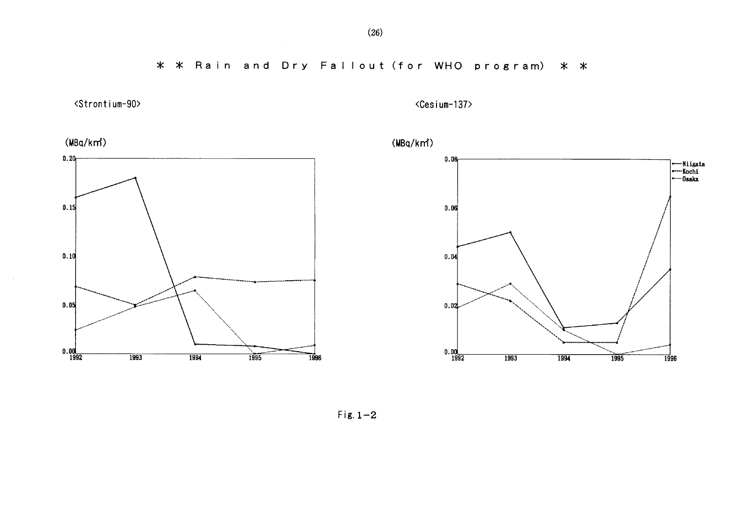# ＊ ＊ Rain and Dry Fallout (for WHO program) ＊ ＊

<Strontium-90>

<Cesium-137>

Fig.1-2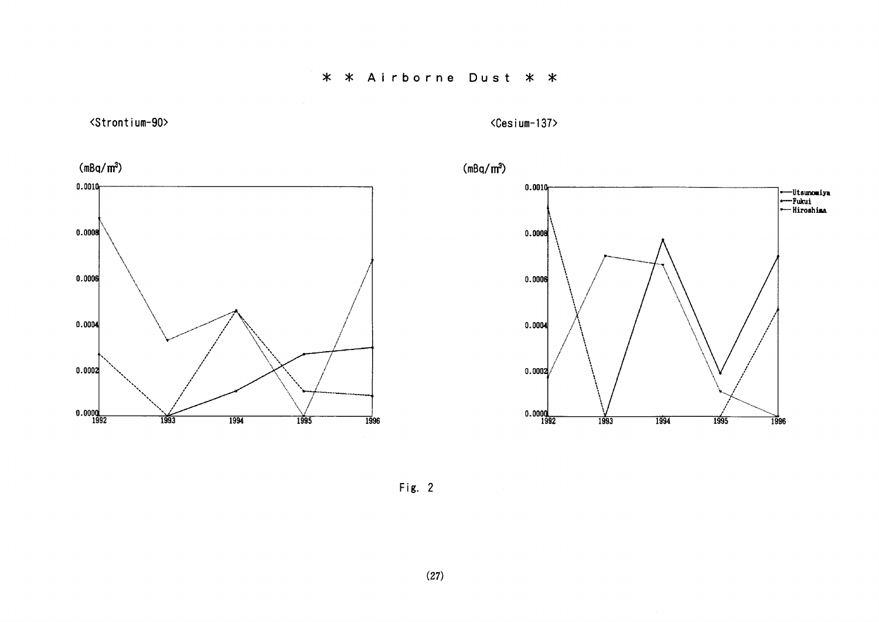# ＊ ＊ Airborne Dust ＊ ＊

<Strontium-90>

(mBq/m³)

0.0010
0.0008
0.0006
0.0004
0.0002
0.0000

1992 1993 1994 1995 1996

<Cesium-137>

(mBq/m³)

0.0010
0.0008
0.0006
0.0004
0.0002
0.0000

1992 1993 1994 1995 1996

Utsunomiya
Fukui
Hiroshima

Fig. 2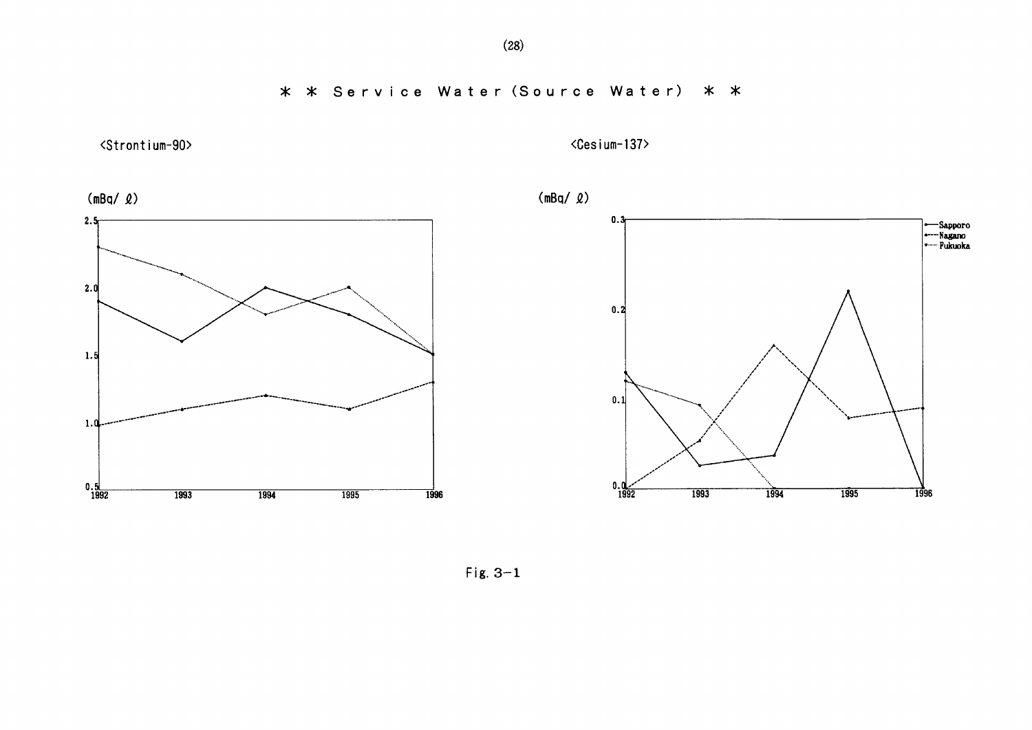# * * Service Water (Source Water) * *

<Strontium-90>

(mBq/ ℓ)

2.5
2.0
1.5
1.0
0.5
1992 1993 1994 1995 1996

<Cesium-137>

(mBq/ ℓ)

0.3
0.2
0.1
0.0
1992 1993 1994 1995 1996

Sapporo
Nagano
Fukuoka

Fig. 3-1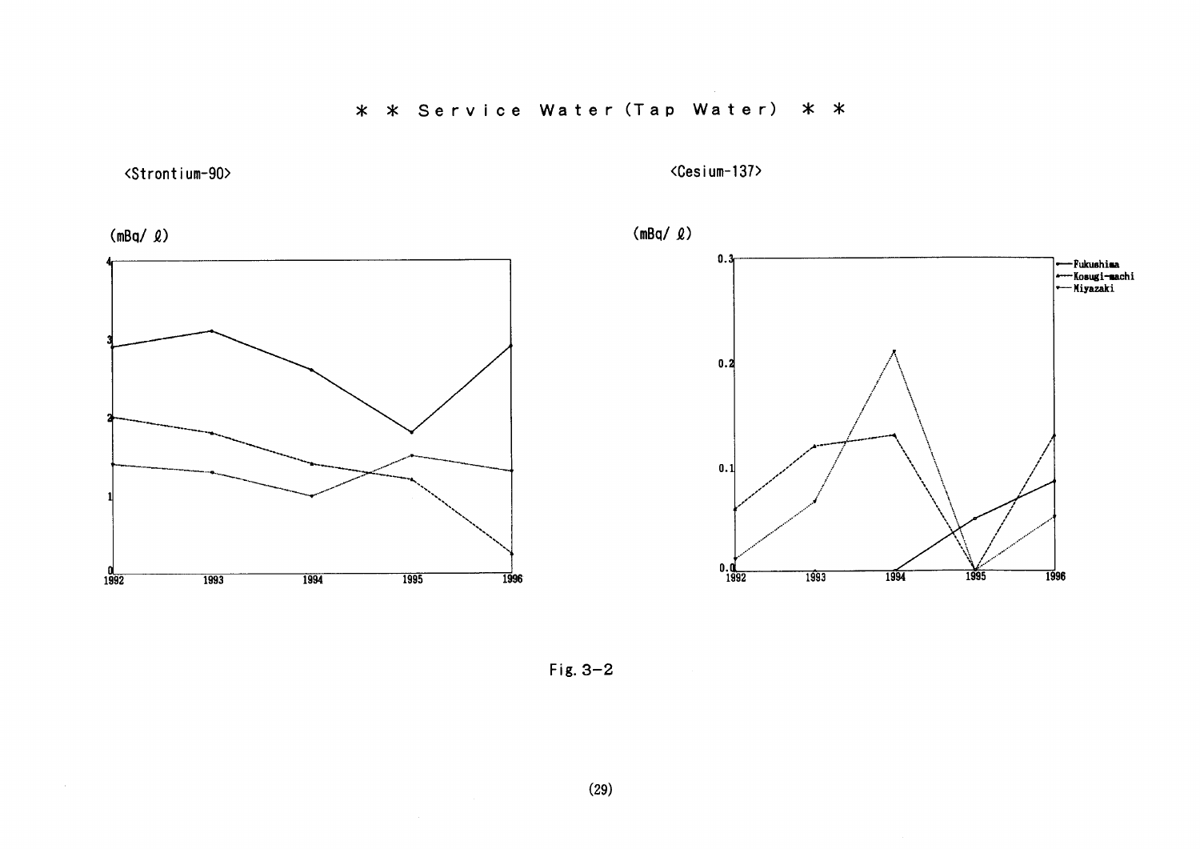# * * Service Water (Tap Water) * *

<Strontium-90>

(mBq/ ℓ)

<Cesium-137>

(mBq/ ℓ)

Fukushima
Kosugi-machi
Miyazaki

Fig. 3-2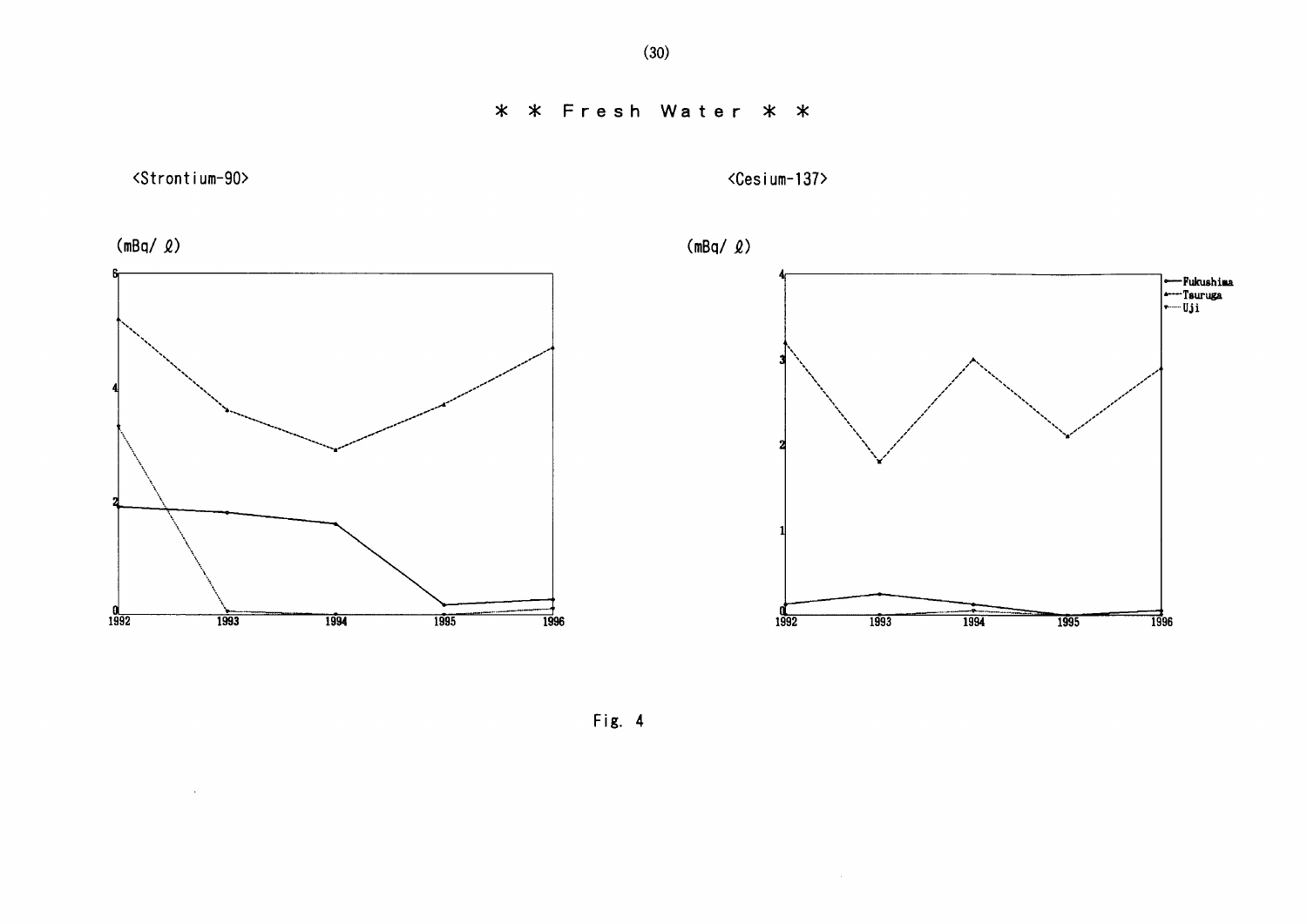# * * Fresh Water * *

<Strontium-90>

(mBq/ ℓ)

<Cesium-137>

(mBq/ ℓ)

Fukushima
Tsuruga
Uji

Fig. 4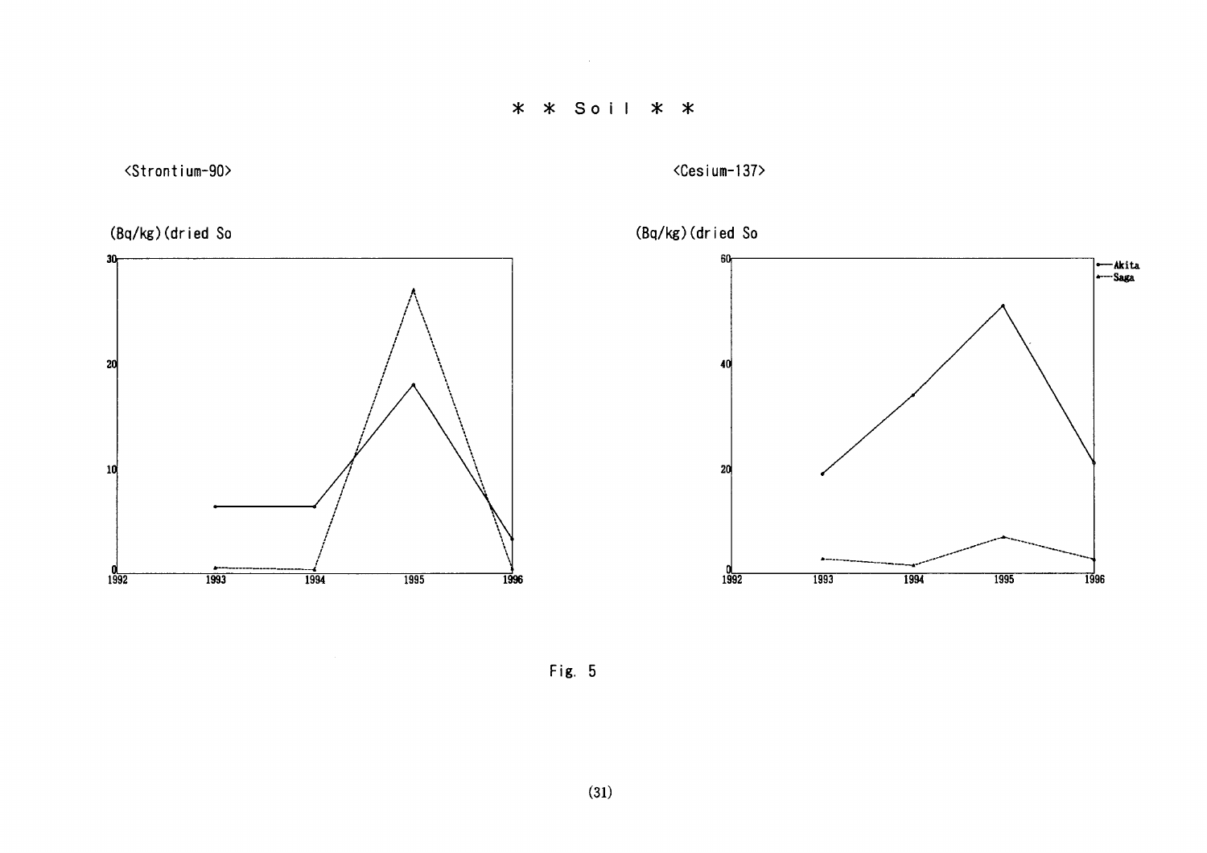# * * Soil * *

<Strontium-90>

(Bq/kg)(dried So

<Cesium-137>

(Bq/kg)(dried So

Akita
Saga

Fig. 5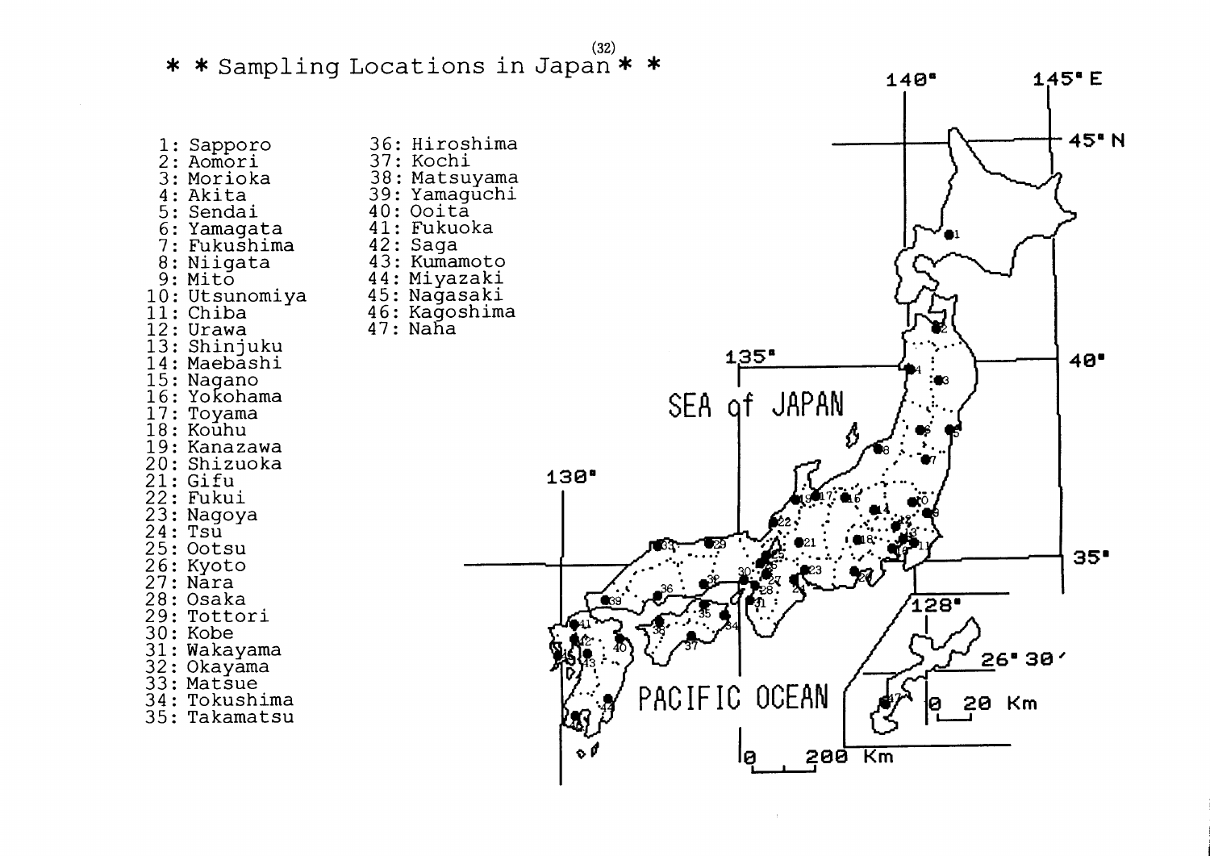(32)

# * * Sampling Locations in Japan * *

1: Sapporo
2: Aomori
3: Morioka
4: Akita
5: Sendai
6: Yamagata
7: Fukushima
8: Niigata
9: Mito
10: Utsunomiya
11: Chiba
12: Urawa
13: Shinjuku
14: Maebashi
15: Nagano
16: Yokohama
17: Toyama
18: Kouhu
19: Kanazawa
20: Shizuoka
21: Gifu
22: Fukui
23: Nagoya
24: Tsu
25: Ootsu
26: Kyoto
27: Nara
28: Osaka
29: Tottori
30: Kobe
31: Wakayama
32: Okayama
33: Matsue
34: Tokushima
35: Takamatsu
36: Hiroshima
37: Kochi
38: Matsuyama
39: Yamaguchi
40: Ooita
41: Fukuoka
42: Saga
43: Kumamoto
44: Miyazaki
45: Nagasaki
46: Kagoshima
47: Naha

140°
145° E
45° N
40°
35°
135°
130°
128°
26° 30′
SEA of JAPAN
PACIFIC OCEAN
0 200 Km
0 20 Km